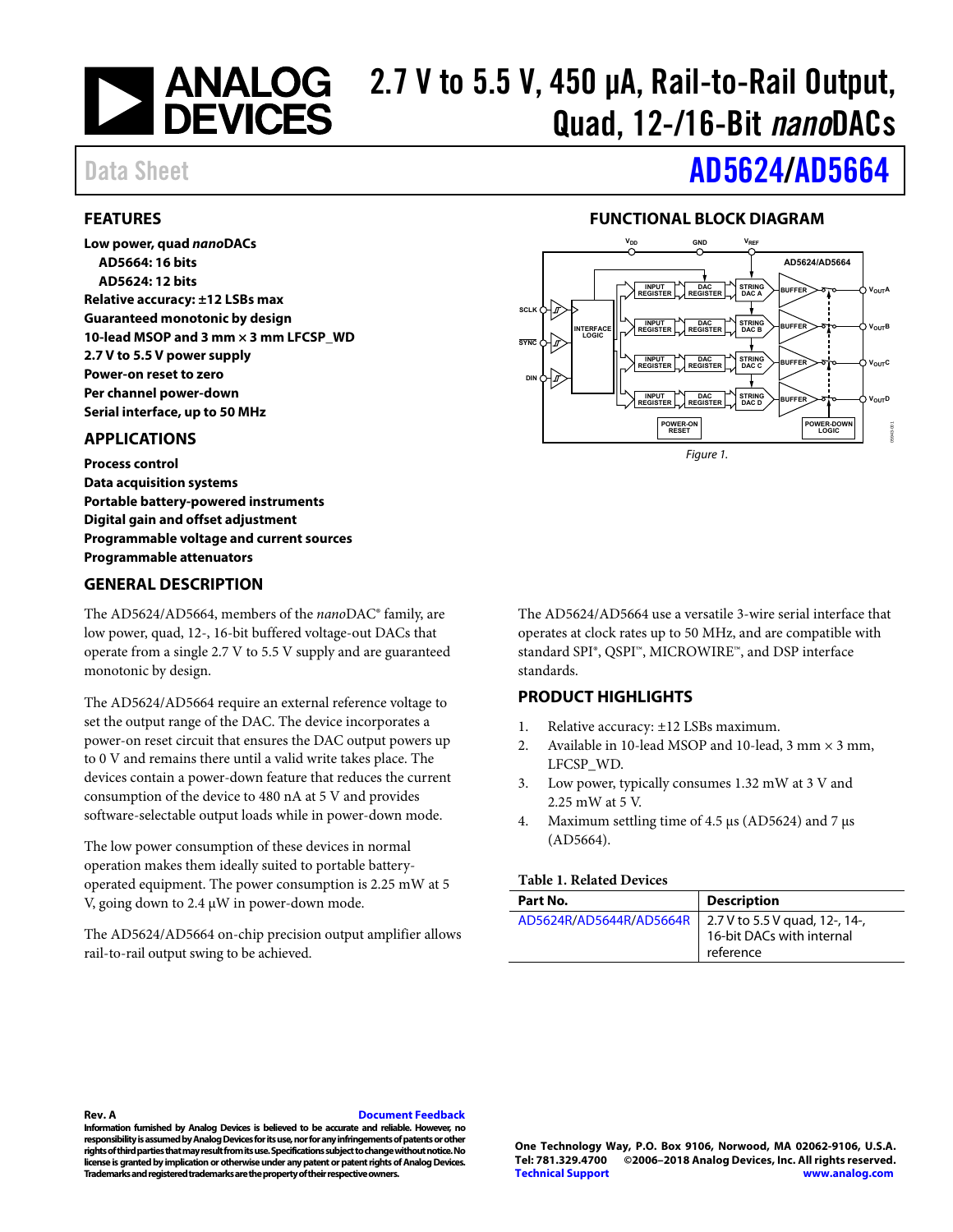# 2.7 V to 5.5 V, 450 µA, Rail-to-Rail Output, Quad, 12-/16-Bit *nano*DACs

Data Sheet

# AD5624/AD5664

## FEATURES

**Low power, quad *nano*DACs**
- **AD5664: 16 bits**
- **AD5624: 12 bits**

**Relative accuracy: ±12 LSBs max**
**Guaranteed monotonic by design**
**10-lead MSOP and 3 mm × 3 mm LFCSP_WD**
**2.7 V to 5.5 V power supply**
**Power-on reset to zero**
**Per channel power-down**
**Serial interface, up to 50 MHz**

## APPLICATIONS

**Process control**
**Data acquisition systems**
**Portable battery-powered instruments**
**Digital gain and offset adjustment**
**Programmable voltage and current sources**
**Programmable attenuators**

## FUNCTIONAL BLOCK DIAGRAM

Figure 1.

## GENERAL DESCRIPTION

The AD5624/AD5664, members of the *nano*DAC® family, are low power, quad, 12-, 16-bit buffered voltage-out DACs that operate from a single 2.7 V to 5.5 V supply and are guaranteed monotonic by design.

The AD5624/AD5664 require an external reference voltage to set the output range of the DAC. The device incorporates a power-on reset circuit that ensures the DAC output powers up to 0 V and remains there until a valid write takes place. The devices contain a power-down feature that reduces the current consumption of the device to 480 nA at 5 V and provides software-selectable output loads while in power-down mode.

The low power consumption of these devices in normal operation makes them ideally suited to portable battery-operated equipment. The power consumption is 2.25 mW at 5 V, going down to 2.4 µW in power-down mode.

The AD5624/AD5664 on-chip precision output amplifier allows rail-to-rail output swing to be achieved.

The AD5624/AD5664 use a versatile 3-wire serial interface that operates at clock rates up to 50 MHz, and are compatible with standard SPI®, QSPI™, MICROWIRE™, and DSP interface standards.

## PRODUCT HIGHLIGHTS

1. Relative accuracy: ±12 LSBs maximum.
2. Available in 10-lead MSOP and 10-lead, 3 mm × 3 mm, LFCSP_WD.
3. Low power, typically consumes 1.32 mW at 3 V and 2.25 mW at 5 V.
4. Maximum settling time of 4.5 µs (AD5624) and 7 µs (AD5664).

**Table 1. Related Devices**

| Part No. | Description |
|---|---|
| AD5624R/AD5644R/AD5664R | 2.7 V to 5.5 V quad, 12-, 14-, 16-bit DACs with internal reference |

Rev. A

Document Feedback

Information furnished by Analog Devices is believed to be accurate and reliable. However, no responsibility is assumed by Analog Devices for its use, nor for any infringements of patents or other rights of third parties that may result from its use. Specifications subject to change without notice. No license is granted by implication or otherwise under any patent or patent rights of Analog Devices. Trademarks and registered trademarks are the property of their respective owners.

One Technology Way, P.O. Box 9106, Norwood, MA 02062-9106, U.S.A.
Tel: 781.329.4700 ©2006–2018 Analog Devices, Inc. All rights reserved.
Technical Support www.analog.com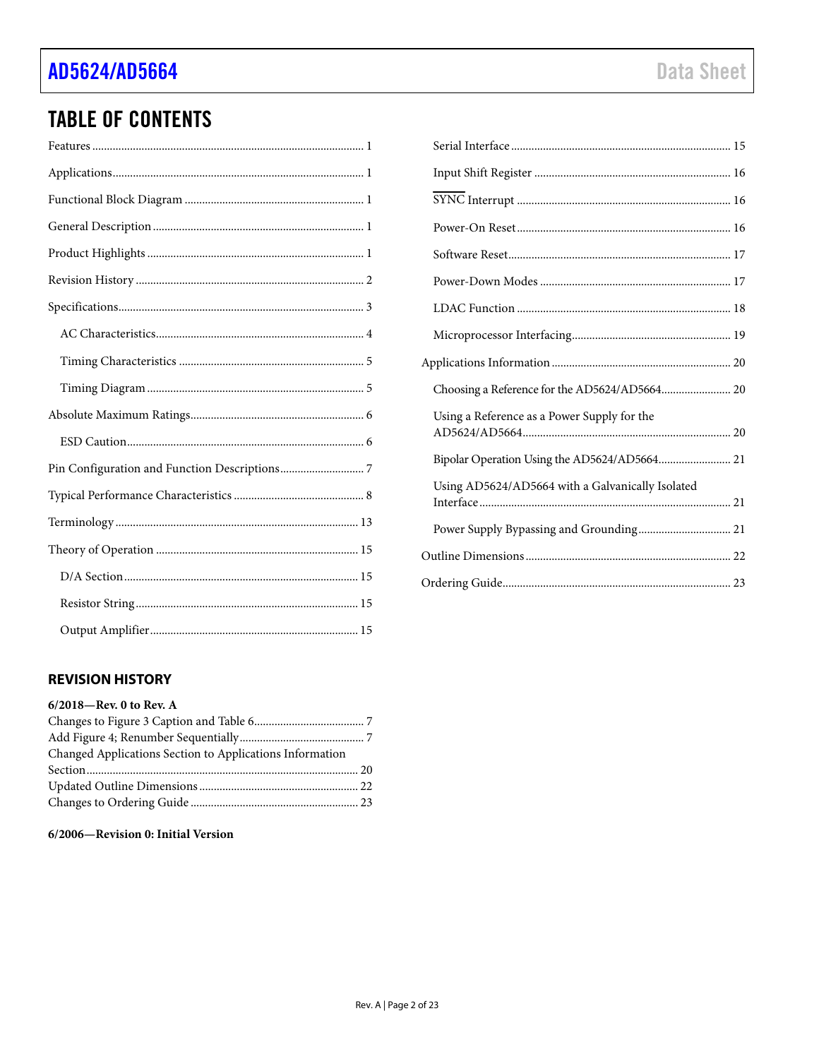## TABLE OF CONTENTS

Features ... 1
Applications ... 1
Functional Block Diagram ... 1
General Description ... 1
Product Highlights ... 1
Revision History ... 2
Specifications ... 3
  AC Characteristics ... 4
  Timing Characteristics ... 5
  Timing Diagram ... 5
Absolute Maximum Ratings ... 6
  ESD Caution ... 6
Pin Configuration and Function Descriptions ... 7
Typical Performance Characteristics ... 8
Terminology ... 13
Theory of Operation ... 15
  D/A Section ... 15
  Resistor String ... 15
  Output Amplifier ... 15
  Serial Interface ... 15
  Input Shift Register ... 16
  $\overline{\text{SYNC}}$ Interrupt ... 16
  Power-On Reset ... 16
  Software Reset ... 17
  Power-Down Modes ... 17
  LDAC Function ... 18
  Microprocessor Interfacing ... 19
Applications Information ... 20
  Choosing a Reference for the AD5624/AD5664 ... 20
  Using a Reference as a Power Supply for the AD5624/AD5664 ... 20
  Bipolar Operation Using the AD5624/AD5664 ... 21
  Using AD5624/AD5664 with a Galvanically Isolated Interface ... 21
  Power Supply Bypassing and Grounding ... 21
Outline Dimensions ... 22
Ordering Guide ... 23

## REVISION HISTORY

**6/2018—Rev. 0 to Rev. A**

Changes to Figure 3 Caption and Table 6 ... 7
Add Figure 4; Renumber Sequentially ... 7
Changed Applications Section to Applications Information Section ... 20
Updated Outline Dimensions ... 22
Changes to Ordering Guide ... 23

**6/2006—Revision 0: Initial Version**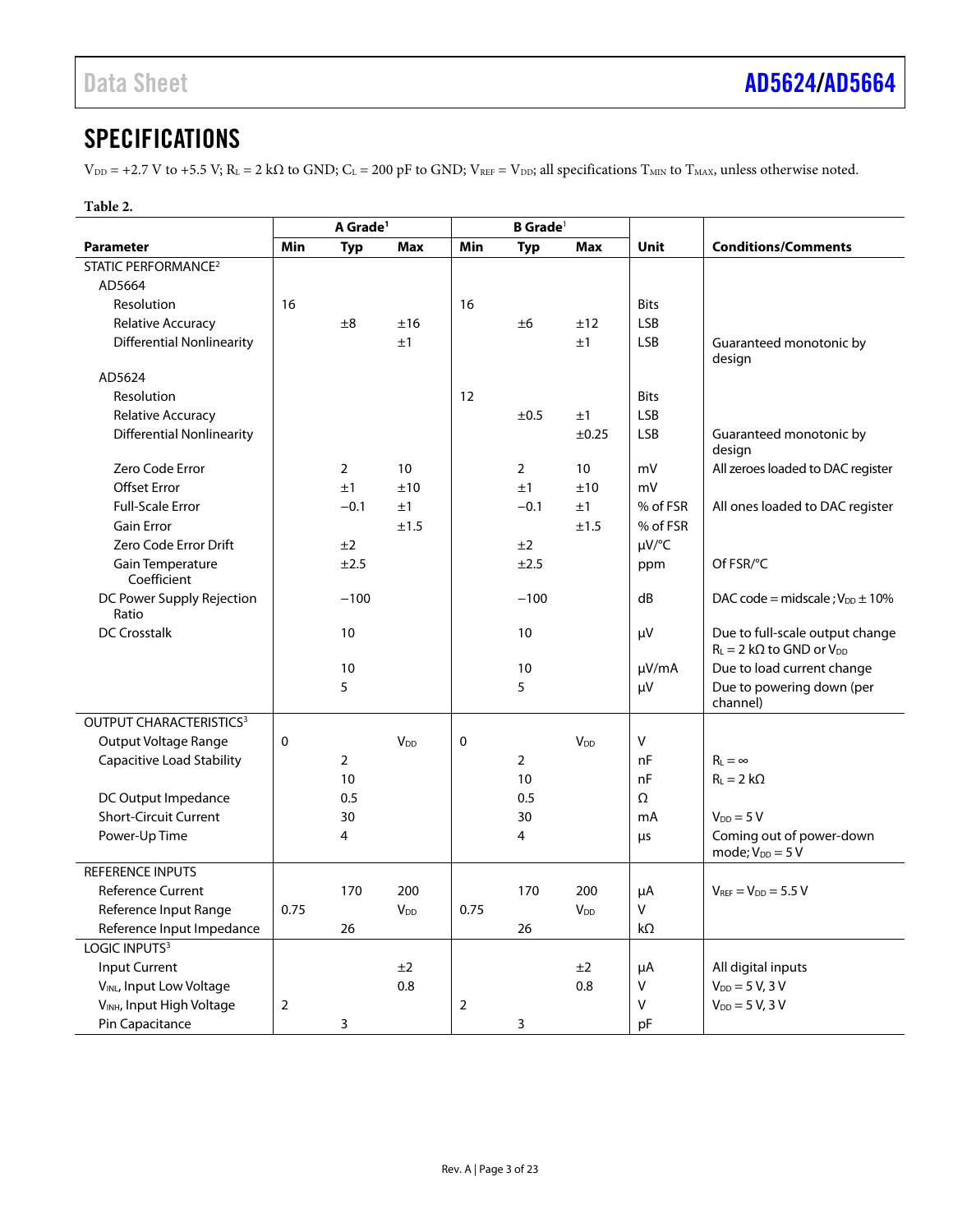## SPECIFICATIONS

$V_{DD}$ = +2.7 V to +5.5 V; $R_L$ = 2 kΩ to GND; $C_L$ = 200 pF to GND; $V_{REF}$ = $V_{DD}$; all specifications $T_{MIN}$ to $T_{MAX}$, unless otherwise noted.

**Table 2.**

| | A Grade[1] | | | B Grade[1] | | | | |
|---|---|---|---|---|---|---|---|---|
| **Parameter** | **Min** | **Typ** | **Max** | **Min** | **Typ** | **Max** | **Unit** | **Conditions/Comments** |
| STATIC PERFORMANCE[2] | | | | | | | | |
| AD5664 | | | | | | | | |
| Resolution | 16 | | | 16 | | | Bits | |
| Relative Accuracy | | ±8 | ±16 | | ±6 | ±12 | LSB | |
| Differential Nonlinearity | | | ±1 | | | ±1 | LSB | Guaranteed monotonic by design |
| AD5624 | | | | | | | | |
| Resolution | | | | 12 | | | Bits | |
| Relative Accuracy | | | | | ±0.5 | ±1 | LSB | |
| Differential Nonlinearity | | | | | | ±0.25 | LSB | Guaranteed monotonic by design |
| Zero Code Error | | 2 | 10 | | 2 | 10 | mV | All zeroes loaded to DAC register |
| Offset Error | | ±1 | ±10 | | ±1 | ±10 | mV | |
| Full-Scale Error | | −0.1 | ±1 | | −0.1 | ±1 | % of FSR | All ones loaded to DAC register |
| Gain Error | | | ±1.5 | | | ±1.5 | % of FSR | |
| Zero Code Error Drift | | ±2 | | | ±2 | | μV/°C | |
| Gain Temperature Coefficient | | ±2.5 | | | ±2.5 | | ppm | Of FSR/°C |
| DC Power Supply Rejection Ratio | | −100 | | | −100 | | dB | DAC code = midscale ; $V_{DD}$ ± 10% |
| DC Crosstalk | | 10 | | | 10 | | μV | Due to full-scale output change $R_L$ = 2 kΩ to GND or $V_{DD}$ |
| | | 10 | | | 10 | | μV/mA | Due to load current change |
| | | 5 | | | 5 | | μV | Due to powering down (per channel) |
| OUTPUT CHARACTERISTICS[3] | | | | | | | | |
| Output Voltage Range | 0 | | $V_{DD}$ | 0 | | $V_{DD}$ | V | |
| Capacitive Load Stability | | 2 | | | 2 | | nF | $R_L$ = ∞ |
| | | 10 | | | 10 | | nF | $R_L$ = 2 kΩ |
| DC Output Impedance | | 0.5 | | | 0.5 | | Ω | |
| Short-Circuit Current | | 30 | | | 30 | | mA | $V_{DD}$ = 5 V |
| Power-Up Time | | 4 | | | 4 | | μs | Coming out of power-down mode; $V_{DD}$ = 5 V |
| REFERENCE INPUTS | | | | | | | | |
| Reference Current | | 170 | 200 | | 170 | 200 | μA | $V_{REF}$ = $V_{DD}$ = 5.5 V |
| Reference Input Range | 0.75 | | $V_{DD}$ | 0.75 | | $V_{DD}$ | V | |
| Reference Input Impedance | | 26 | | | 26 | | kΩ | |
| LOGIC INPUTS[3] | | | | | | | | |
| Input Current | | | ±2 | | | ±2 | μA | All digital inputs |
| $V_{INL}$, Input Low Voltage | | | 0.8 | | | 0.8 | V | $V_{DD}$ = 5 V, 3 V |
| $V_{INH}$, Input High Voltage | 2 | | | 2 | | | V | $V_{DD}$ = 5 V, 3 V |
| Pin Capacitance | | 3 | | | 3 | | pF | |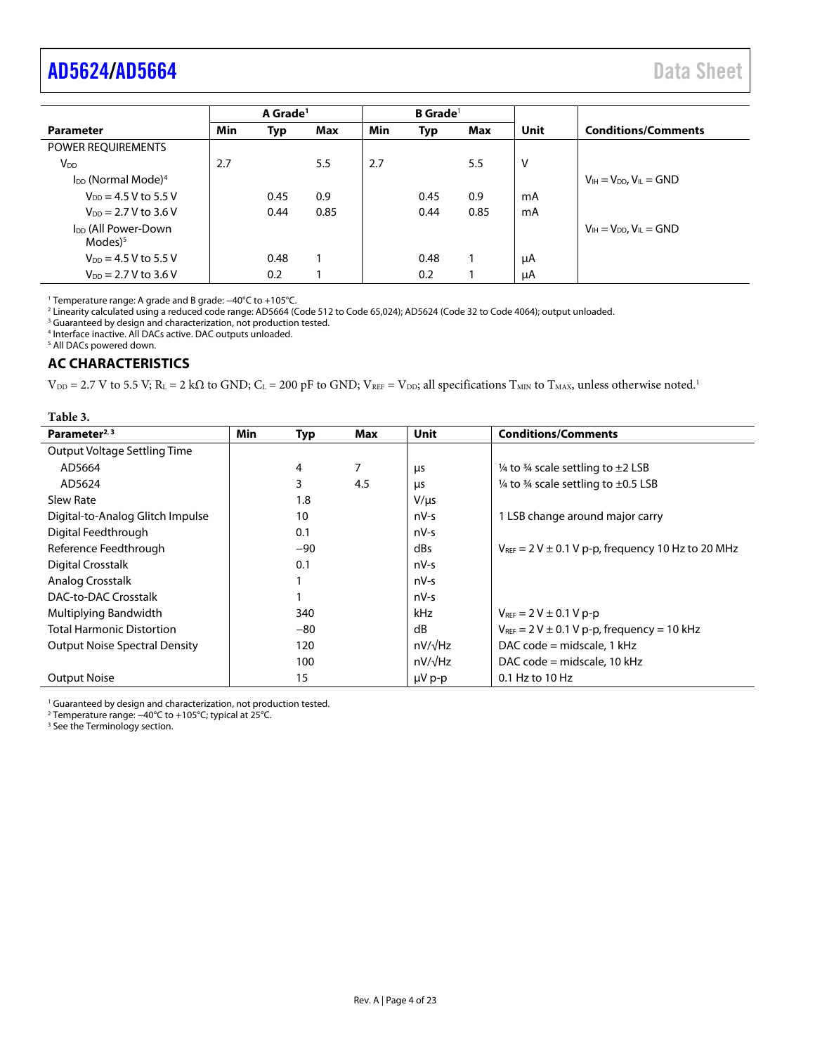| Parameter | A Grade[1] | | | B Grade[1] | | | Unit | Conditions/Comments |
|---|---|---|---|---|---|---|---|---|
| | Min | Typ | Max | Min | Typ | Max | | |
| POWER REQUIREMENTS | | | | | | | | |
| $V_{DD}$ | 2.7 | | 5.5 | 2.7 | | 5.5 | V | |
| $I_{DD}$ (Normal Mode)[4] | | | | | | | | $V_{IH} = V_{DD}$, $V_{IL}$ = GND |
| $V_{DD}$ = 4.5 V to 5.5 V | | 0.45 | 0.9 | | 0.45 | 0.9 | mA | |
| $V_{DD}$ = 2.7 V to 3.6 V | | 0.44 | 0.85 | | 0.44 | 0.85 | mA | |
| $I_{DD}$ (All Power-Down Modes)[5] | | | | | | | | $V_{IH} = V_{DD}$, $V_{IL}$ = GND |
| $V_{DD}$ = 4.5 V to 5.5 V | | 0.48 | 1 | | 0.48 | 1 | μA | |
| $V_{DD}$ = 2.7 V to 3.6 V | | 0.2 | 1 | | 0.2 | 1 | μA | |

[1] Temperature range: A grade and B grade: −40°C to +105°C.
[2] Linearity calculated using a reduced code range: AD5664 (Code 512 to Code 65,024); AD5624 (Code 32 to Code 4064); output unloaded.
[3] Guaranteed by design and characterization, not production tested.
[4] Interface inactive. All DACs active. DAC outputs unloaded.
[5] All DACs powered down.

## AC CHARACTERISTICS

$V_{DD}$ = 2.7 V to 5.5 V; $R_L$ = 2 kΩ to GND; $C_L$ = 200 pF to GND; $V_{REF} = V_{DD}$; all specifications $T_{MIN}$ to $T_{MAX}$, unless otherwise noted.[1]

**Table 3.**

| Parameter[2, 3] | Min | Typ | Max | Unit | Conditions/Comments |
|---|---|---|---|---|---|
| Output Voltage Settling Time | | | | | |
| AD5664 | | 4 | 7 | μs | ¼ to ¾ scale settling to ±2 LSB |
| AD5624 | | 3 | 4.5 | μs | ¼ to ¾ scale settling to ±0.5 LSB |
| Slew Rate | | 1.8 | | V/μs | |
| Digital-to-Analog Glitch Impulse | | 10 | | nV-s | 1 LSB change around major carry |
| Digital Feedthrough | | 0.1 | | nV-s | |
| Reference Feedthrough | | −90 | | dBs | $V_{REF}$ = 2 V ± 0.1 V p-p, frequency 10 Hz to 20 MHz |
| Digital Crosstalk | | 0.1 | | nV-s | |
| Analog Crosstalk | | 1 | | nV-s | |
| DAC-to-DAC Crosstalk | | 1 | | nV-s | |
| Multiplying Bandwidth | | 340 | | kHz | $V_{REF}$ = 2 V ± 0.1 V p-p |
| Total Harmonic Distortion | | −80 | | dB | $V_{REF}$ = 2 V ± 0.1 V p-p, frequency = 10 kHz |
| Output Noise Spectral Density | | 120 | | nV/√Hz | DAC code = midscale, 1 kHz |
| | | 100 | | nV/√Hz | DAC code = midscale, 10 kHz |
| Output Noise | | 15 | | μV p-p | 0.1 Hz to 10 Hz |

[1] Guaranteed by design and characterization, not production tested.
[2] Temperature range: −40°C to +105°C; typical at 25°C.
[3] See the Terminology section.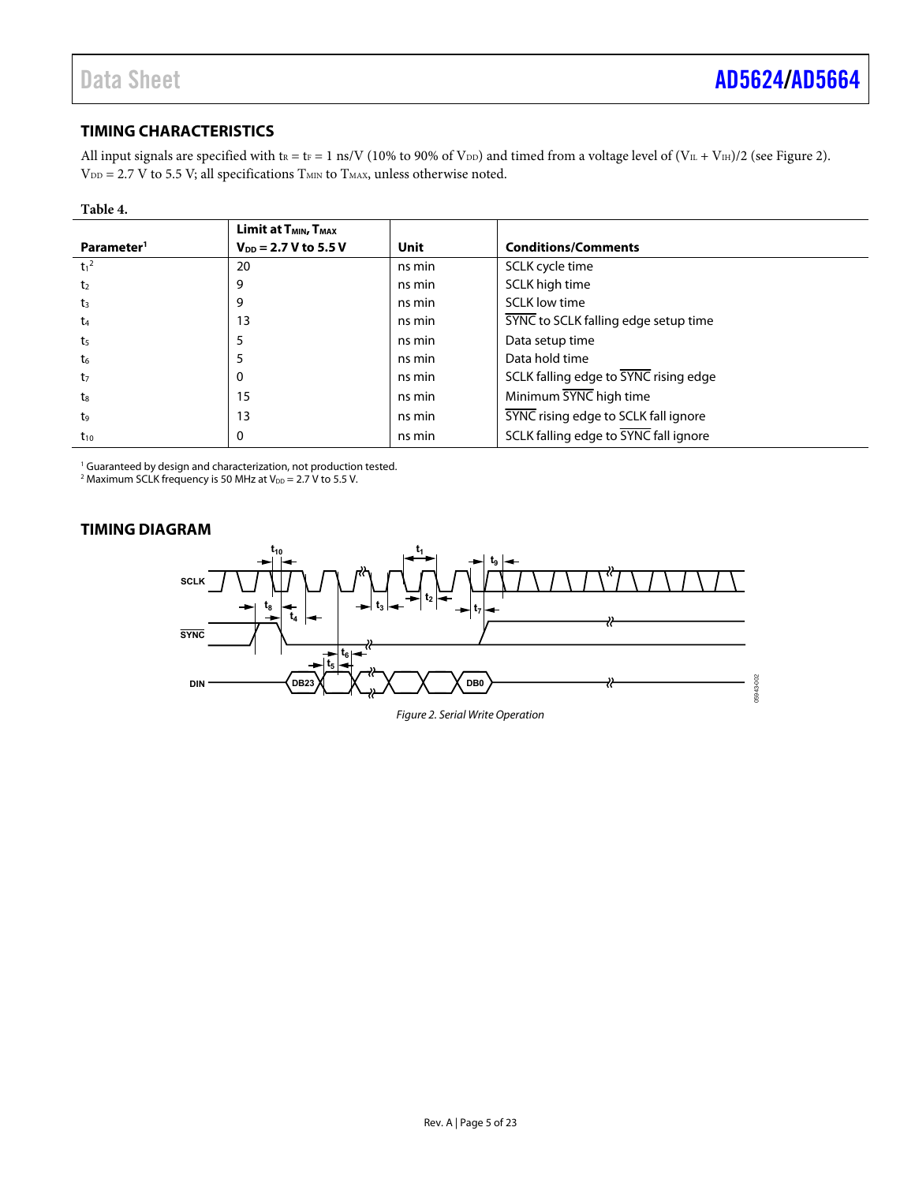## TIMING CHARACTERISTICS

All input signals are specified with $t_R = t_F = 1$ ns/V (10% to 90% of $V_{DD}$) and timed from a voltage level of $(V_{IL} + V_{IH})/2$ (see Figure 2). $V_{DD}$ = 2.7 V to 5.5 V; all specifications $T_{MIN}$ to $T_{MAX}$, unless otherwise noted.

**Table 4.**

| Parameter[1] | Limit at $T_{MIN}$, $T_{MAX}$ $V_{DD}$ = 2.7 V to 5.5 V | Unit | Conditions/Comments |
| --- | --- | --- | --- |
| $t_1$[2] | 20 | ns min | SCLK cycle time |
| $t_2$ | 9 | ns min | SCLK high time |
| $t_3$ | 9 | ns min | SCLK low time |
| $t_4$ | 13 | ns min | $\overline{\text{SYNC}}$ to SCLK falling edge setup time |
| $t_5$ | 5 | ns min | Data setup time |
| $t_6$ | 5 | ns min | Data hold time |
| $t_7$ | 0 | ns min | SCLK falling edge to $\overline{\text{SYNC}}$ rising edge |
| $t_8$ | 15 | ns min | Minimum $\overline{\text{SYNC}}$ high time |
| $t_9$ | 13 | ns min | $\overline{\text{SYNC}}$ rising edge to SCLK fall ignore |
| $t_{10}$ | 0 | ns min | SCLK falling edge to $\overline{\text{SYNC}}$ fall ignore |

[1] Guaranteed by design and characterization, not production tested.
[2] Maximum SCLK frequency is 50 MHz at $V_{DD}$ = 2.7 V to 5.5 V.

## TIMING DIAGRAM

*Figure 2. Serial Write Operation*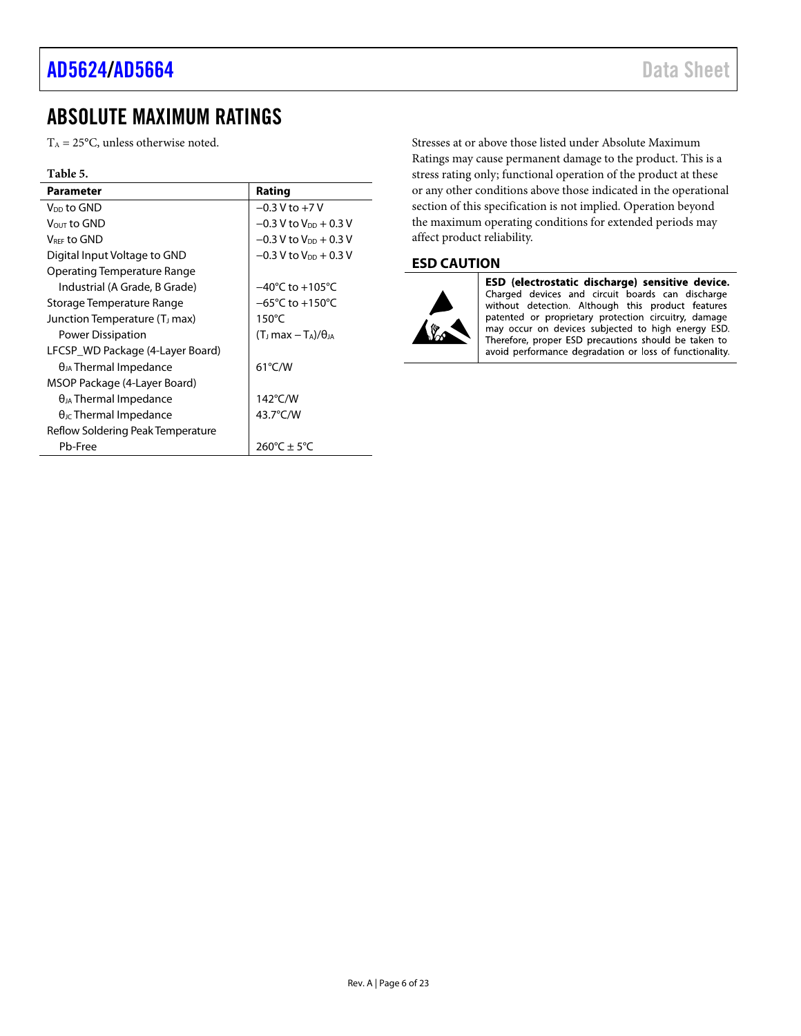# ABSOLUTE MAXIMUM RATINGS

$T_A$ = 25°C, unless otherwise noted.

**Table 5.**

| Parameter | Rating |
|---|---|
| $V_{DD}$ to GND | −0.3 V to +7 V |
| $V_{OUT}$ to GND | −0.3 V to $V_{DD}$ + 0.3 V |
| $V_{REF}$ to GND | −0.3 V to $V_{DD}$ + 0.3 V |
| Digital Input Voltage to GND | −0.3 V to $V_{DD}$ + 0.3 V |
| Operating Temperature Range | |
| Industrial (A Grade, B Grade) | −40°C to +105°C |
| Storage Temperature Range | −65°C to +150°C |
| Junction Temperature ($T_J$ max) | 150°C |
| Power Dissipation | ($T_J$ max − $T_A$)/$\theta_{JA}$ |
| LFCSP_WD Package (4-Layer Board) | |
| $\theta_{JA}$ Thermal Impedance | 61°C/W |
| MSOP Package (4-Layer Board) | |
| $\theta_{JA}$ Thermal Impedance | 142°C/W |
| $\theta_{JC}$ Thermal Impedance | 43.7°C/W |
| Reflow Soldering Peak Temperature | |
| Pb-Free | 260°C ± 5°C |

Stresses at or above those listed under Absolute Maximum Ratings may cause permanent damage to the product. This is a stress rating only; functional operation of the product at these or any other conditions above those indicated in the operational section of this specification is not implied. Operation beyond the maximum operating conditions for extended periods may affect product reliability.

## ESD CAUTION

**ESD (electrostatic discharge) sensitive device.** Charged devices and circuit boards can discharge without detection. Although this product features patented or proprietary protection circuitry, damage may occur on devices subjected to high energy ESD. Therefore, proper ESD precautions should be taken to avoid performance degradation or loss of functionality.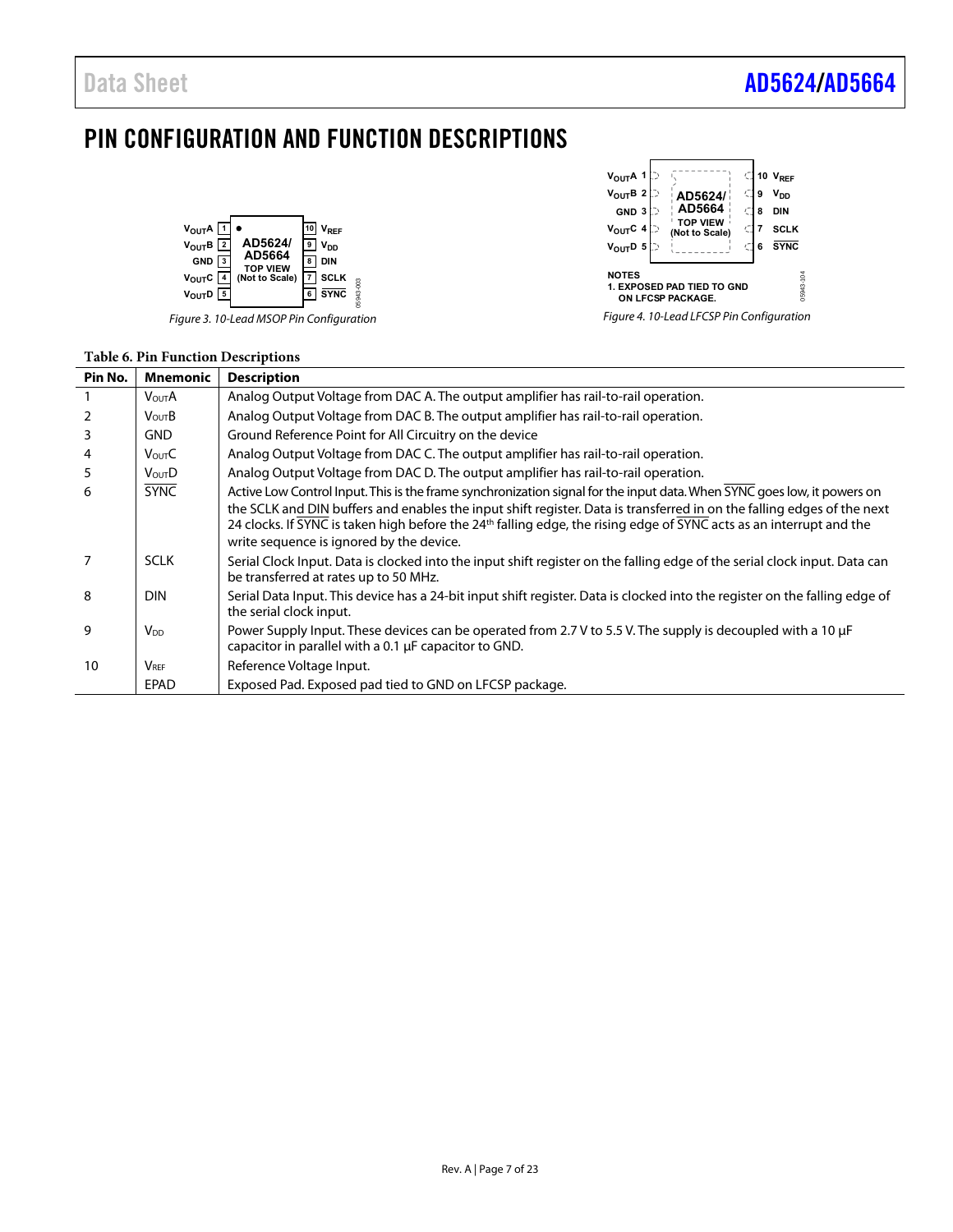# PIN CONFIGURATION AND FUNCTION DESCRIPTIONS

*Figure 3. 10-Lead MSOP Pin Configuration*

NOTES
1. EXPOSED PAD TIED TO GND ON LFCSP PACKAGE.

*Figure 4. 10-Lead LFCSP Pin Configuration*

**Table 6. Pin Function Descriptions**

| Pin No. | Mnemonic | Description |
|---|---|---|
| 1 | $V_{OUT}A$ | Analog Output Voltage from DAC A. The output amplifier has rail-to-rail operation. |
| 2 | $V_{OUT}B$ | Analog Output Voltage from DAC B. The output amplifier has rail-to-rail operation. |
| 3 | GND | Ground Reference Point for All Circuitry on the device |
| 4 | $V_{OUT}C$ | Analog Output Voltage from DAC C. The output amplifier has rail-to-rail operation. |
| 5 | $V_{OUT}D$ | Analog Output Voltage from DAC D. The output amplifier has rail-to-rail operation. |
| 6 | $\overline{SYNC}$ | Active Low Control Input. This is the frame synchronization signal for the input data. When $\overline{SYNC}$ goes low, it powers on the SCLK and DIN buffers and enables the input shift register. Data is transferred in on the falling edges of the next 24 clocks. If $\overline{SYNC}$ is taken high before the 24th falling edge, the rising edge of $\overline{SYNC}$ acts as an interrupt and the write sequence is ignored by the device. |
| 7 | SCLK | Serial Clock Input. Data is clocked into the input shift register on the falling edge of the serial clock input. Data can be transferred at rates up to 50 MHz. |
| 8 | DIN | Serial Data Input. This device has a 24-bit input shift register. Data is clocked into the register on the falling edge of the serial clock input. |
| 9 | $V_{DD}$ | Power Supply Input. These devices can be operated from 2.7 V to 5.5 V. The supply is decoupled with a 10 µF capacitor in parallel with a 0.1 µF capacitor to GND. |
| 10 | $V_{REF}$ | Reference Voltage Input. |
| | EPAD | Exposed Pad. Exposed pad tied to GND on LFCSP package. |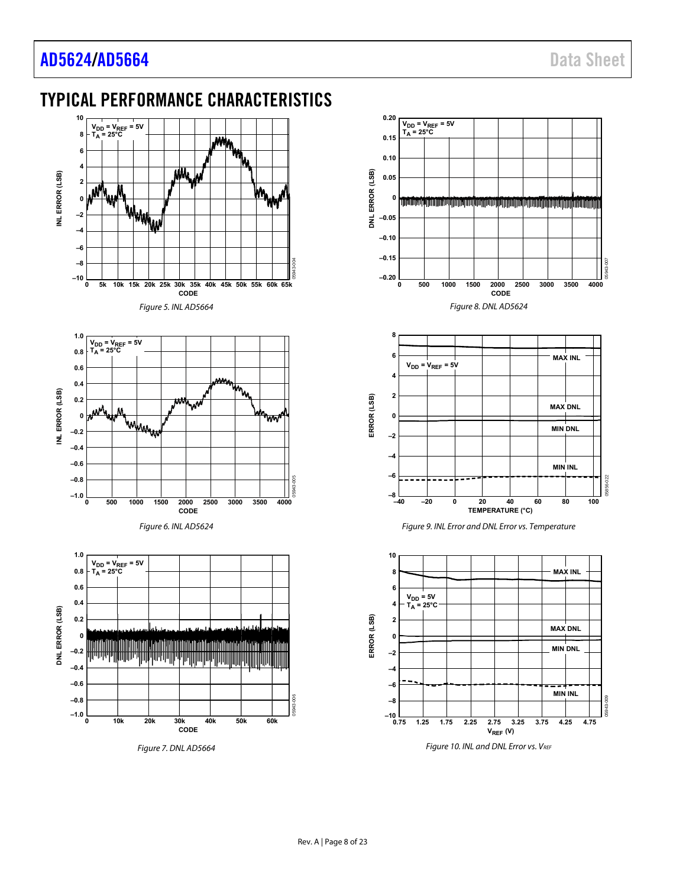## TYPICAL PERFORMANCE CHARACTERISTICS

*Figure 5. INL AD5664*

*Figure 6. INL AD5624*

*Figure 7. DNL AD5664*

*Figure 8. DNL AD5624*

*Figure 9. INL Error and DNL Error vs. Temperature*

*Figure 10. INL and DNL Error vs. $V_{REF}$*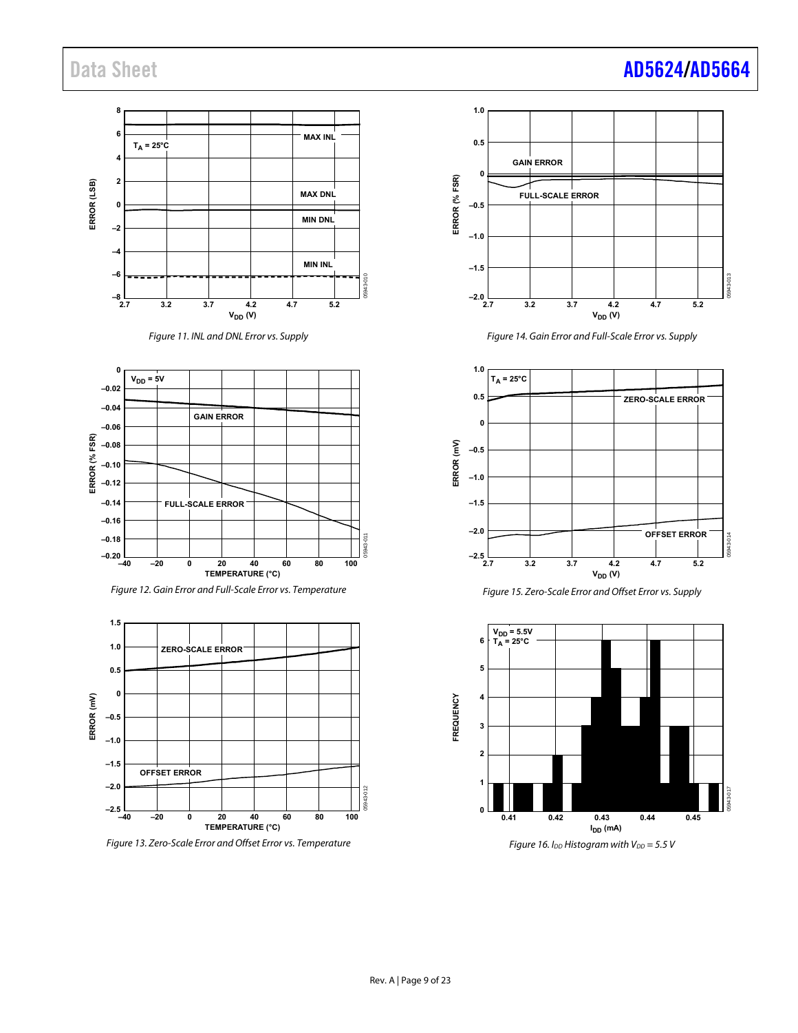Figure 11. INL and DNL Error vs. Supply

Figure 12. Gain Error and Full-Scale Error vs. Temperature

Figure 13. Zero-Scale Error and Offset Error vs. Temperature

Figure 14. Gain Error and Full-Scale Error vs. Supply

Figure 15. Zero-Scale Error and Offset Error vs. Supply

Figure 16. $I_{DD}$ Histogram with $V_{DD}$ = 5.5 V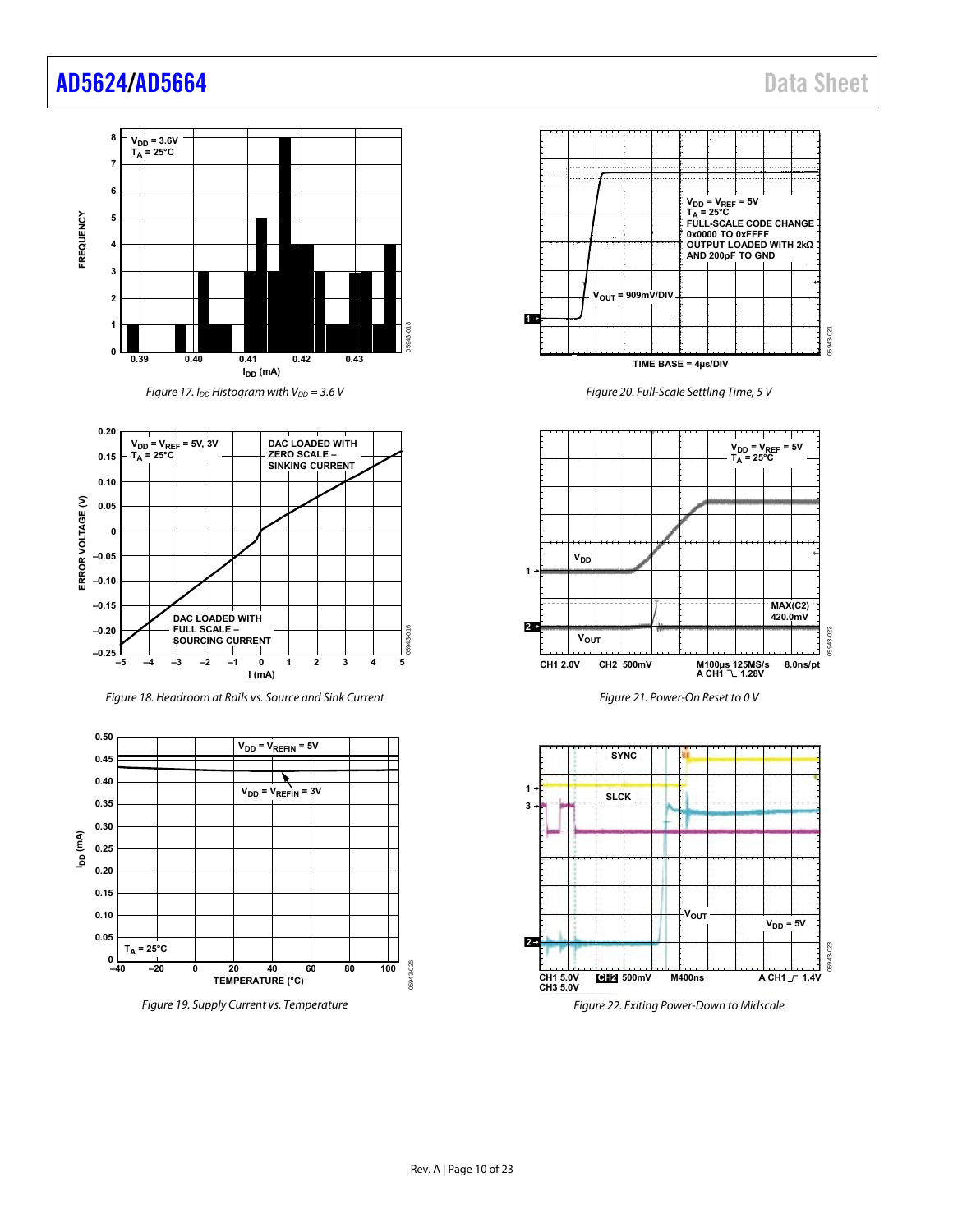Figure 17. $I_{DD}$ Histogram with $V_{DD}$ = 3.6 V

Figure 18. Headroom at Rails vs. Source and Sink Current

Figure 19. Supply Current vs. Temperature

Figure 20. Full-Scale Settling Time, 5 V

Figure 21. Power-On Reset to 0 V

Figure 22. Exiting Power-Down to Midscale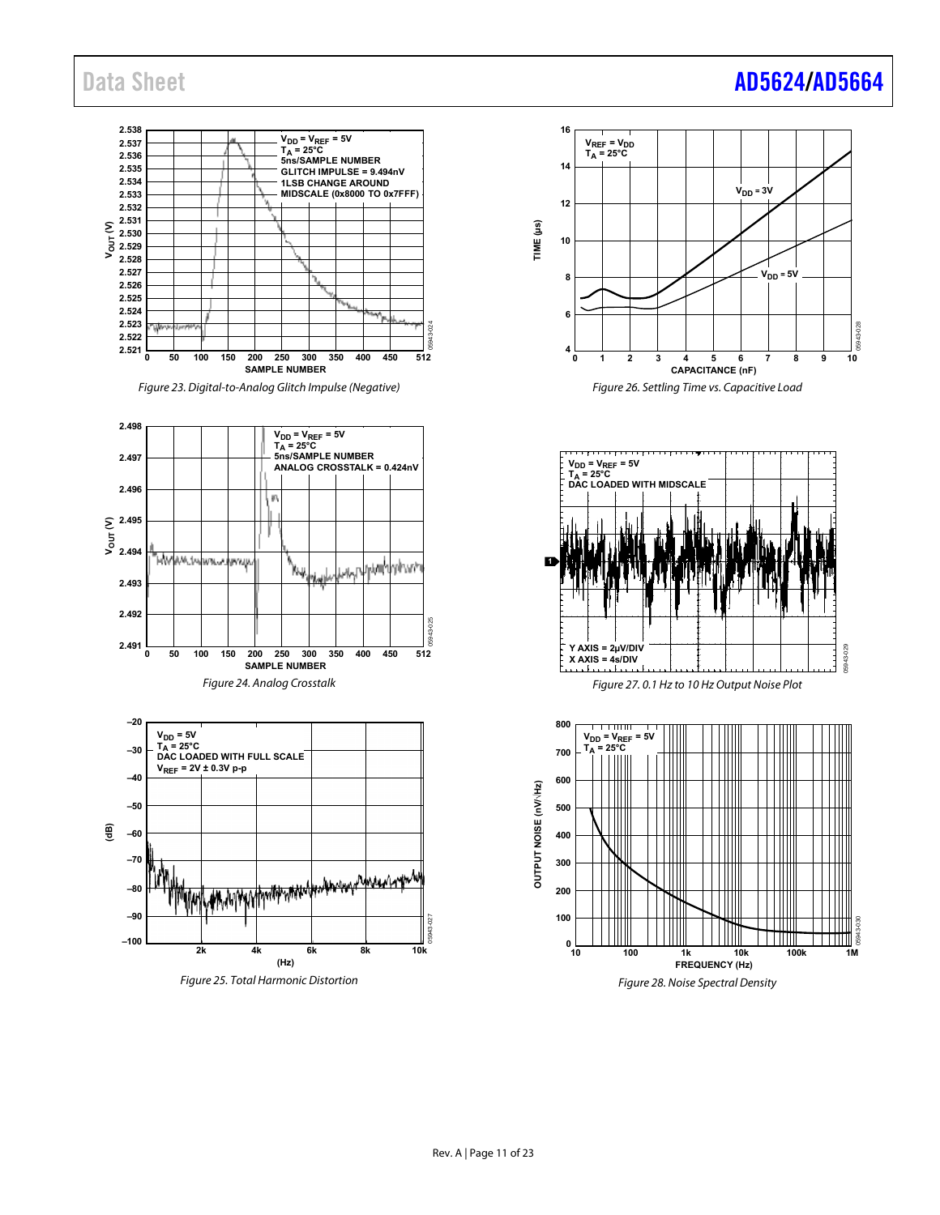Figure 23. Digital-to-Analog Glitch Impulse (Negative)

Figure 24. Analog Crosstalk

Figure 25. Total Harmonic Distortion

Figure 26. Settling Time vs. Capacitive Load

Figure 27. 0.1 Hz to 10 Hz Output Noise Plot

Figure 28. Noise Spectral Density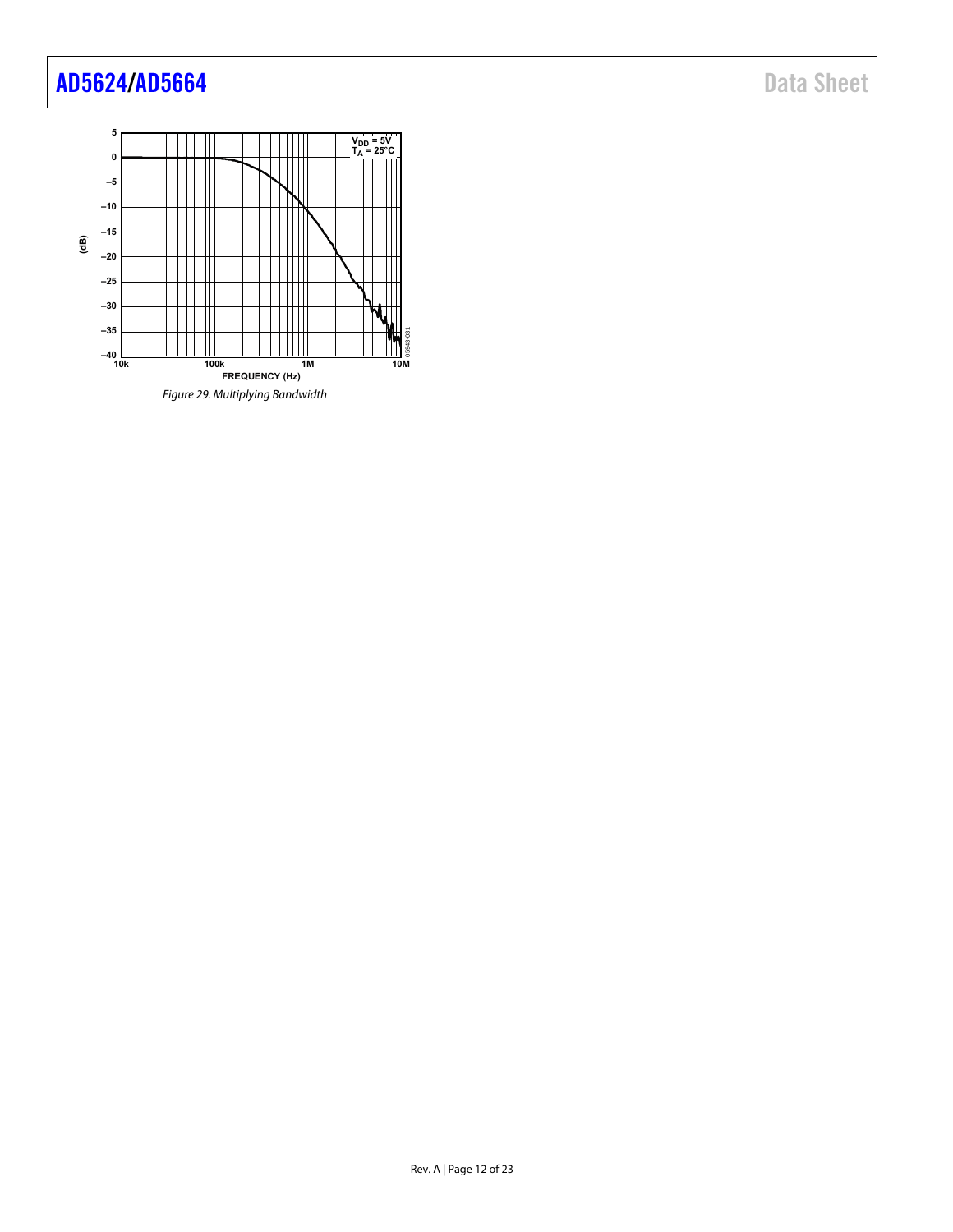Figure 29. Multiplying Bandwidth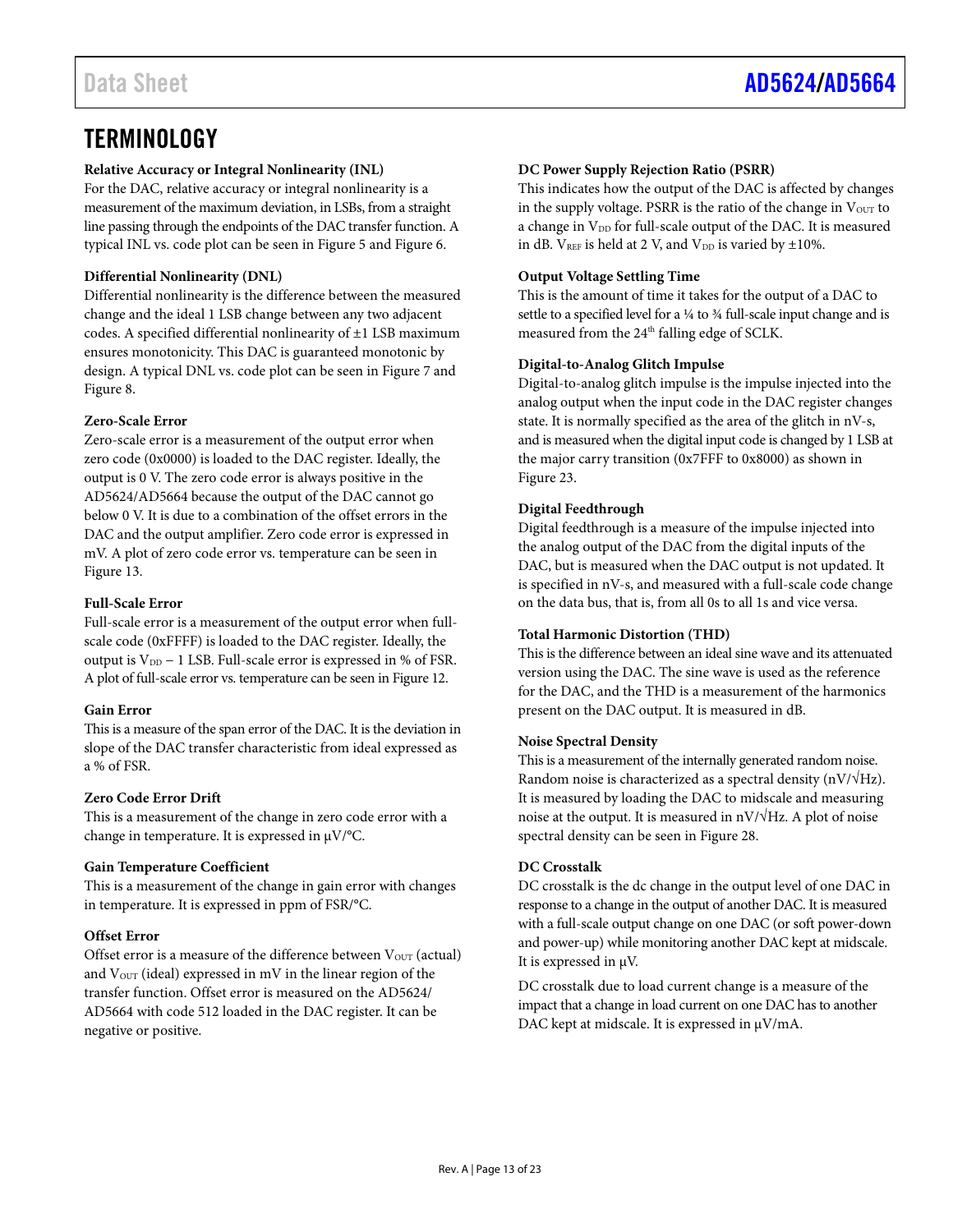# TERMINOLOGY

### Relative Accuracy or Integral Nonlinearity (INL)

For the DAC, relative accuracy or integral nonlinearity is a measurement of the maximum deviation, in LSBs, from a straight line passing through the endpoints of the DAC transfer function. A typical INL vs. code plot can be seen in Figure 5 and Figure 6.

### Differential Nonlinearity (DNL)

Differential nonlinearity is the difference between the measured change and the ideal 1 LSB change between any two adjacent codes. A specified differential nonlinearity of ±1 LSB maximum ensures monotonicity. This DAC is guaranteed monotonic by design. A typical DNL vs. code plot can be seen in Figure 7 and Figure 8.

### Zero-Scale Error

Zero-scale error is a measurement of the output error when zero code (0x0000) is loaded to the DAC register. Ideally, the output is 0 V. The zero code error is always positive in the AD5624/AD5664 because the output of the DAC cannot go below 0 V. It is due to a combination of the offset errors in the DAC and the output amplifier. Zero code error is expressed in mV. A plot of zero code error vs. temperature can be seen in Figure 13.

### Full-Scale Error

Full-scale error is a measurement of the output error when full-scale code (0xFFFF) is loaded to the DAC register. Ideally, the output is $V_{DD}$ − 1 LSB. Full-scale error is expressed in % of FSR. A plot of full-scale error vs. temperature can be seen in Figure 12.

### Gain Error

This is a measure of the span error of the DAC. It is the deviation in slope of the DAC transfer characteristic from ideal expressed as a % of FSR.

### Zero Code Error Drift

This is a measurement of the change in zero code error with a change in temperature. It is expressed in μV/°C.

### Gain Temperature Coefficient

This is a measurement of the change in gain error with changes in temperature. It is expressed in ppm of FSR/°C.

### Offset Error

Offset error is a measure of the difference between $V_{OUT}$ (actual) and $V_{OUT}$ (ideal) expressed in mV in the linear region of the transfer function. Offset error is measured on the AD5624/AD5664 with code 512 loaded in the DAC register. It can be negative or positive.

### DC Power Supply Rejection Ratio (PSRR)

This indicates how the output of the DAC is affected by changes in the supply voltage. PSRR is the ratio of the change in $V_{OUT}$ to a change in $V_{DD}$ for full-scale output of the DAC. It is measured in dB. $V_{REF}$ is held at 2 V, and $V_{DD}$ is varied by ±10%.

### Output Voltage Settling Time

This is the amount of time it takes for the output of a DAC to settle to a specified level for a ¼ to ¾ full-scale input change and is measured from the 24th falling edge of SCLK.

### Digital-to-Analog Glitch Impulse

Digital-to-analog glitch impulse is the impulse injected into the analog output when the input code in the DAC register changes state. It is normally specified as the area of the glitch in nV-s, and is measured when the digital input code is changed by 1 LSB at the major carry transition (0x7FFF to 0x8000) as shown in Figure 23.

### Digital Feedthrough

Digital feedthrough is a measure of the impulse injected into the analog output of the DAC from the digital inputs of the DAC, but is measured when the DAC output is not updated. It is specified in nV-s, and measured with a full-scale code change on the data bus, that is, from all 0s to all 1s and vice versa.

### Total Harmonic Distortion (THD)

This is the difference between an ideal sine wave and its attenuated version using the DAC. The sine wave is used as the reference for the DAC, and the THD is a measurement of the harmonics present on the DAC output. It is measured in dB.

### Noise Spectral Density

This is a measurement of the internally generated random noise. Random noise is characterized as a spectral density (nV/√Hz). It is measured by loading the DAC to midscale and measuring noise at the output. It is measured in nV/√Hz. A plot of noise spectral density can be seen in Figure 28.

### DC Crosstalk

DC crosstalk is the dc change in the output level of one DAC in response to a change in the output of another DAC. It is measured with a full-scale output change on one DAC (or soft power-down and power-up) while monitoring another DAC kept at midscale. It is expressed in μV.

DC crosstalk due to load current change is a measure of the impact that a change in load current on one DAC has to another DAC kept at midscale. It is expressed in μV/mA.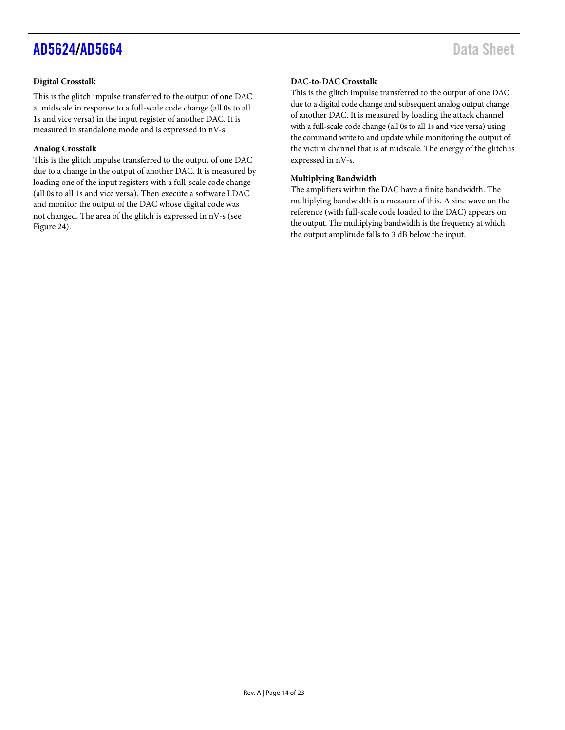### Digital Crosstalk

This is the glitch impulse transferred to the output of one DAC at midscale in response to a full-scale code change (all 0s to all 1s and vice versa) in the input register of another DAC. It is measured in standalone mode and is expressed in nV-s.

### Analog Crosstalk

This is the glitch impulse transferred to the output of one DAC due to a change in the output of another DAC. It is measured by loading one of the input registers with a full-scale code change (all 0s to all 1s and vice versa). Then execute a software LDAC and monitor the output of the DAC whose digital code was not changed. The area of the glitch is expressed in nV-s (see Figure 24).

### DAC-to-DAC Crosstalk

This is the glitch impulse transferred to the output of one DAC due to a digital code change and subsequent analog output change of another DAC. It is measured by loading the attack channel with a full-scale code change (all 0s to all 1s and vice versa) using the command write to and update while monitoring the output of the victim channel that is at midscale. The energy of the glitch is expressed in nV-s.

### Multiplying Bandwidth

The amplifiers within the DAC have a finite bandwidth. The multiplying bandwidth is a measure of this. A sine wave on the reference (with full-scale code loaded to the DAC) appears on the output. The multiplying bandwidth is the frequency at which the output amplitude falls to 3 dB below the input.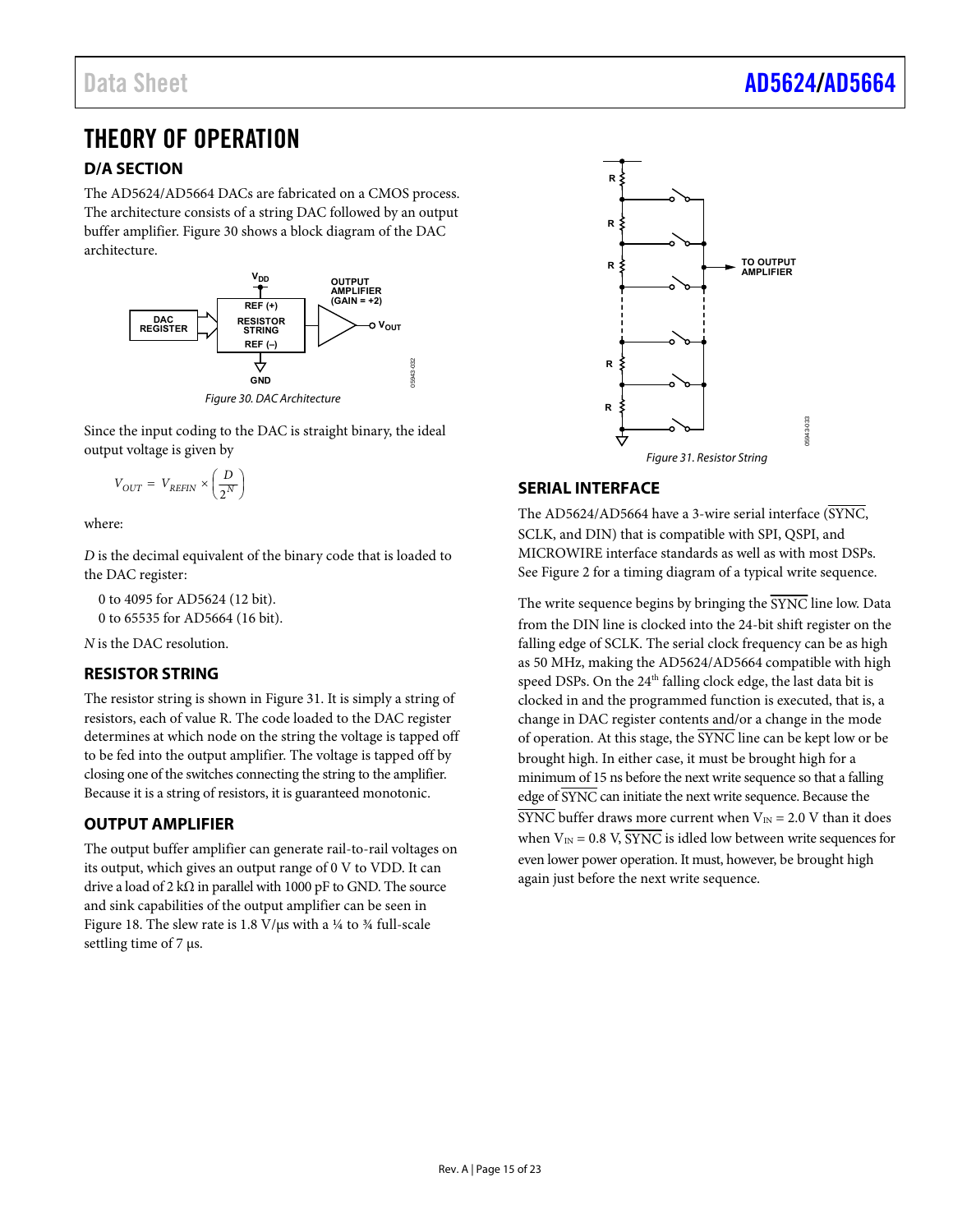# THEORY OF OPERATION

## D/A SECTION

The AD5624/AD5664 DACs are fabricated on a CMOS process. The architecture consists of a string DAC followed by an output buffer amplifier. Figure 30 shows a block diagram of the DAC architecture.

Figure 30. DAC Architecture

Since the input coding to the DAC is straight binary, the ideal output voltage is given by

$$V_{OUT} = V_{REFIN} \times \left( \frac{D}{2^N} \right)$$

where:

*D* is the decimal equivalent of the binary code that is loaded to the DAC register:

0 to 4095 for AD5624 (12 bit).
0 to 65535 for AD5664 (16 bit).

*N* is the DAC resolution.

## RESISTOR STRING

The resistor string is shown in Figure 31. It is simply a string of resistors, each of value R. The code loaded to the DAC register determines at which node on the string the voltage is tapped off to be fed into the output amplifier. The voltage is tapped off by closing one of the switches connecting the string to the amplifier. Because it is a string of resistors, it is guaranteed monotonic.

## OUTPUT AMPLIFIER

The output buffer amplifier can generate rail-to-rail voltages on its output, which gives an output range of 0 V to VDD. It can drive a load of 2 kΩ in parallel with 1000 pF to GND. The source and sink capabilities of the output amplifier can be seen in Figure 18. The slew rate is 1.8 V/µs with a ¼ to ¾ full-scale settling time of 7 µs.

Figure 31. Resistor String

## SERIAL INTERFACE

The AD5624/AD5664 have a 3-wire serial interface ($\overline{\text{SYNC}}$, SCLK, and DIN) that is compatible with SPI, QSPI, and MICROWIRE interface standards as well as with most DSPs. See Figure 2 for a timing diagram of a typical write sequence.

The write sequence begins by bringing the $\overline{\text{SYNC}}$ line low. Data from the DIN line is clocked into the 24-bit shift register on the falling edge of SCLK. The serial clock frequency can be as high as 50 MHz, making the AD5624/AD5664 compatible with high speed DSPs. On the 24th falling clock edge, the last data bit is clocked in and the programmed function is executed, that is, a change in DAC register contents and/or a change in the mode of operation. At this stage, the $\overline{\text{SYNC}}$ line can be kept low or be brought high. In either case, it must be brought high for a minimum of 15 ns before the next write sequence so that a falling edge of $\overline{\text{SYNC}}$ can initiate the next write sequence. Because the $\overline{\text{SYNC}}$ buffer draws more current when $V_{IN}$ = 2.0 V than it does when $V_{IN}$ = 0.8 V, $\overline{\text{SYNC}}$ is idled low between write sequences for even lower power operation. It must, however, be brought high again just before the next write sequence.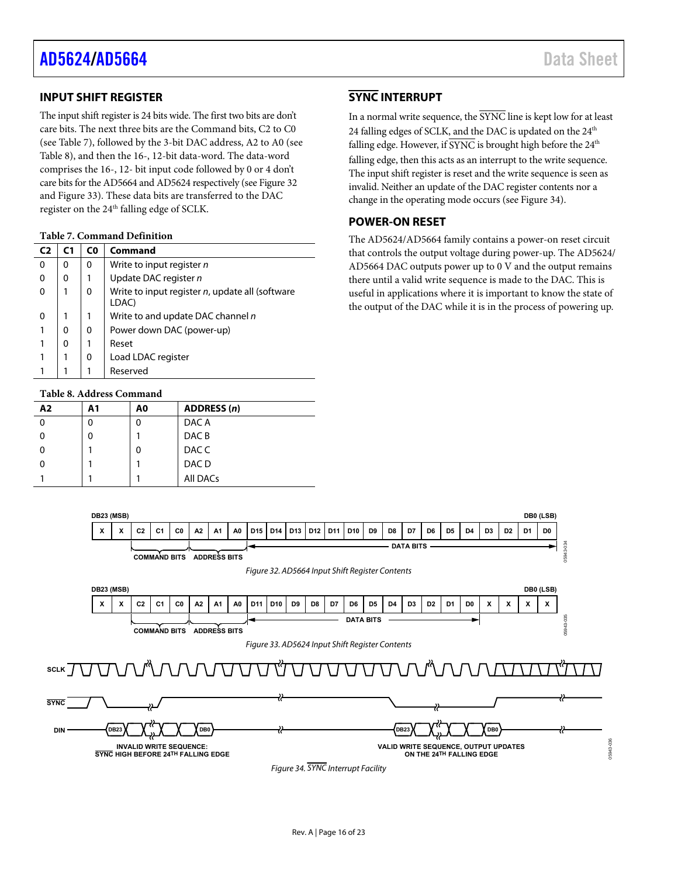## INPUT SHIFT REGISTER

The input shift register is 24 bits wide. The first two bits are don't care bits. The next three bits are the Command bits, C2 to C0 (see Table 7), followed by the 3-bit DAC address, A2 to A0 (see Table 8), and then the 16-, 12-bit data-word. The data-word comprises the 16-, 12- bit input code followed by 0 or 4 don't care bits for the AD5664 and AD5624 respectively (see Figure 32 and Figure 33). These data bits are transferred to the DAC register on the 24th falling edge of SCLK.

**Table 7. Command Definition**

| C2 | C1 | C0 | Command |
|---|---|---|---|
| 0 | 0 | 0 | Write to input register *n* |
| 0 | 0 | 1 | Update DAC register *n* |
| 0 | 1 | 0 | Write to input register *n*, update all (software LDAC) |
| 0 | 1 | 1 | Write to and update DAC channel *n* |
| 1 | 0 | 0 | Power down DAC (power-up) |
| 1 | 0 | 1 | Reset |
| 1 | 1 | 0 | Load LDAC register |
| 1 | 1 | 1 | Reserved |

**Table 8. Address Command**

| A2 | A1 | A0 | ADDRESS (*n*) |
|---|---|---|---|
| 0 | 0 | 0 | DAC A |
| 0 | 0 | 1 | DAC B |
| 0 | 1 | 0 | DAC C |
| 0 | 1 | 1 | DAC D |
| 1 | 1 | 1 | All DACs |

## SYNC INTERRUPT

In a normal write sequence, the SYNC line is kept low for at least 24 falling edges of SCLK, and the DAC is updated on the 24th falling edge. However, if SYNC is brought high before the 24th falling edge, then this acts as an interrupt to the write sequence. The input shift register is reset and the write sequence is seen as invalid. Neither an update of the DAC register contents nor a change in the operating mode occurs (see Figure 34).

## POWER-ON RESET

The AD5624/AD5664 family contains a power-on reset circuit that controls the output voltage during power-up. The AD5624/AD5664 DAC outputs power up to 0 V and the output remains there until a valid write sequence is made to the DAC. This is useful in applications where it is important to know the state of the output of the DAC while it is in the process of powering up.

| DB23 (MSB) | | | | | | | | | | | | | | | | | | | | | | | DB0 (LSB) |
|---|---|---|---|---|---|---|---|---|---|---|---|---|---|---|---|---|---|---|---|---|---|---|---|
| X | X | C2 | C1 | C0 | A2 | A1 | A0 | D15 | D14 | D13 | D12 | D11 | D10 | D9 | D8 | D7 | D6 | D5 | D4 | D3 | D2 | D1 | D0 |
| | | COMMAND BITS | | | ADDRESS BITS | | | DATA BITS | | | | | | | | | | | | | | | |

*Figure 32. AD5664 Input Shift Register Contents*

| DB23 (MSB) | | | | | | | | | | | | | | | | | | | | | | | DB0 (LSB) |
|---|---|---|---|---|---|---|---|---|---|---|---|---|---|---|---|---|---|---|---|---|---|---|---|
| X | X | C2 | C1 | C0 | A2 | A1 | A0 | D11 | D10 | D9 | D8 | D7 | D6 | D5 | D4 | D3 | D2 | D1 | D0 | X | X | X | X |
| | | COMMAND BITS | | | ADDRESS BITS | | | DATA BITS | | | | | | | | | | | | | | | |

*Figure 33. AD5624 Input Shift Register Contents*

SCLK, SYNC, DIN (DB23 ... DB0)

INVALID WRITE SEQUENCE: SYNC HIGH BEFORE 24TH FALLING EDGE

VALID WRITE SEQUENCE, OUTPUT UPDATES ON THE 24TH FALLING EDGE

*Figure 34. SYNC Interrupt Facility*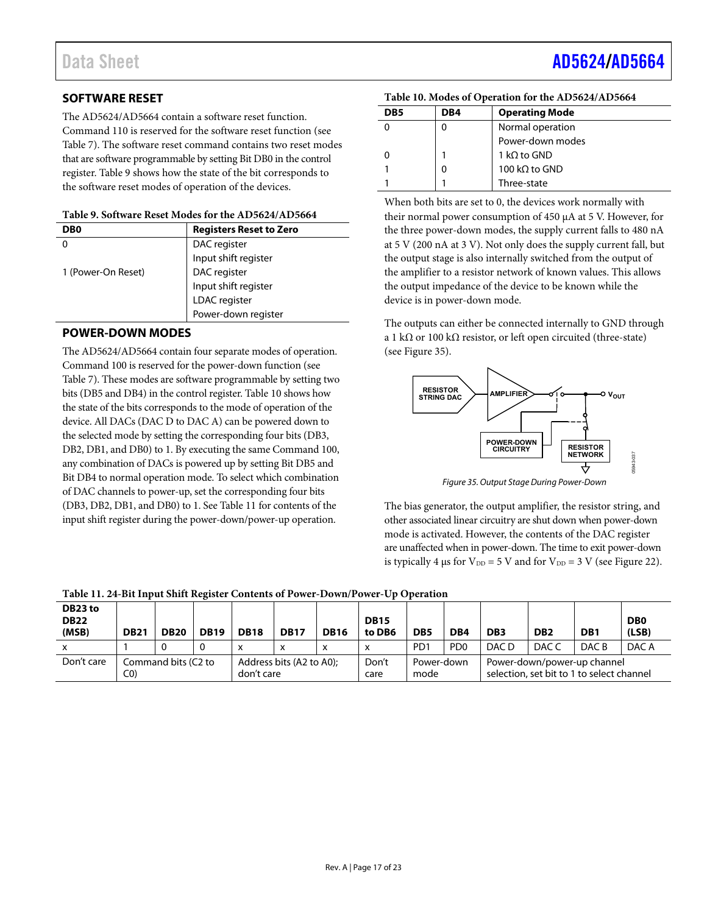## SOFTWARE RESET

The AD5624/AD5664 contain a software reset function. Command 110 is reserved for the software reset function (see Table 7). The software reset command contains two reset modes that are software programmable by setting Bit DB0 in the control register. Table 9 shows how the state of the bit corresponds to the software reset modes of operation of the devices.

**Table 9. Software Reset Modes for the AD5624/AD5664**

| DB0 | Registers Reset to Zero |
|---|---|
| 0 | DAC register |
| | Input shift register |
| 1 (Power-On Reset) | DAC register |
| | Input shift register |
| | LDAC register |
| | Power-down register |

## POWER-DOWN MODES

The AD5624/AD5664 contain four separate modes of operation. Command 100 is reserved for the power-down function (see Table 7). These modes are software programmable by setting two bits (DB5 and DB4) in the control register. Table 10 shows how the state of the bits corresponds to the mode of operation of the device. All DACs (DAC D to DAC A) can be powered down to the selected mode by setting the corresponding four bits (DB3, DB2, DB1, and DB0) to 1. By executing the same Command 100, any combination of DACs is powered up by setting Bit DB5 and Bit DB4 to normal operation mode. To select which combination of DAC channels to power-up, set the corresponding four bits (DB3, DB2, DB1, and DB0) to 1. See Table 11 for contents of the input shift register during the power-down/power-up operation.

**Table 10. Modes of Operation for the AD5624/AD5664**

| DB5 | DB4 | Operating Mode |
|---|---|---|
| 0 | 0 | Normal operation |
| | | Power-down modes |
| 0 | 1 | 1 kΩ to GND |
| 1 | 0 | 100 kΩ to GND |
| 1 | 1 | Three-state |

When both bits are set to 0, the devices work normally with their normal power consumption of 450 µA at 5 V. However, for the three power-down modes, the supply current falls to 480 nA at 5 V (200 nA at 3 V). Not only does the supply current fall, but the output stage is also internally switched from the output of the amplifier to a resistor network of known values. This allows the output impedance of the device to be known while the device is in power-down mode.

The outputs can either be connected internally to GND through a 1 kΩ or 100 kΩ resistor, or left open circuited (three-state) (see Figure 35).

*Figure 35. Output Stage During Power-Down*

The bias generator, the output amplifier, the resistor string, and other associated linear circuitry are shut down when power-down mode is activated. However, the contents of the DAC register are unaffected when in power-down. The time to exit power-down is typically 4 µs for $V_{DD}$ = 5 V and for $V_{DD}$ = 3 V (see Figure 22).

**Table 11. 24-Bit Input Shift Register Contents of Power-Down/Power-Up Operation**

| DB23 to DB22 (MSB) | DB21 | DB20 | DB19 | DB18 | DB17 | DB16 | DB15 to DB6 | DB5 | DB4 | DB3 | DB2 | DB1 | DB0 (LSB) |
|---|---|---|---|---|---|---|---|---|---|---|---|---|---|
| x | 1 | 0 | 0 | x | x | x | x | PD1 | PD0 | DAC D | DAC C | DAC B | DAC A |
| Don't care | Command bits (C2 to C0) | | | Address bits (A2 to A0); don't care | | | Don't care | Power-down mode | | Power-down/power-up channel selection, set bit to 1 to select channel | | | |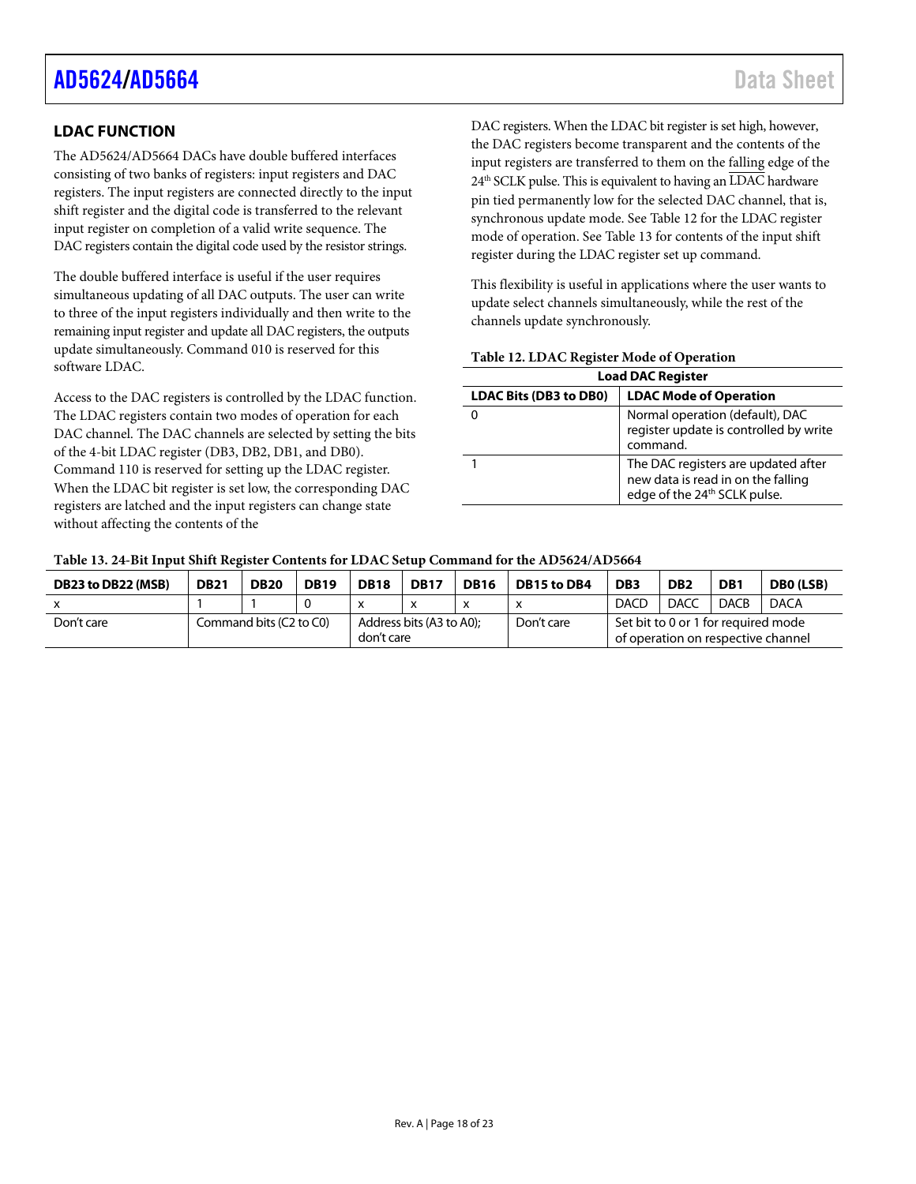## LDAC FUNCTION

The AD5624/AD5664 DACs have double buffered interfaces consisting of two banks of registers: input registers and DAC registers. The input registers are connected directly to the input shift register and the digital code is transferred to the relevant input register on completion of a valid write sequence. The DAC registers contain the digital code used by the resistor strings.

The double buffered interface is useful if the user requires simultaneous updating of all DAC outputs. The user can write to three of the input registers individually and then write to the remaining input register and update all DAC registers, the outputs update simultaneously. Command 010 is reserved for this software LDAC.

Access to the DAC registers is controlled by the LDAC function. The LDAC registers contain two modes of operation for each DAC channel. The DAC channels are selected by setting the bits of the 4-bit LDAC register (DB3, DB2, DB1, and DB0). Command 110 is reserved for setting up the LDAC register. When the LDAC bit register is set low, the corresponding DAC registers are latched and the input registers can change state without affecting the contents of the DAC registers. When the LDAC bit register is set high, however, the DAC registers become transparent and the contents of the input registers are transferred to them on the falling edge of the 24th SCLK pulse. This is equivalent to having an $\overline{\text{LDAC}}$ hardware pin tied permanently low for the selected DAC channel, that is, synchronous update mode. See Table 12 for the LDAC register mode of operation. See Table 13 for contents of the input shift register during the LDAC register set up command.

This flexibility is useful in applications where the user wants to update select channels simultaneously, while the rest of the channels update synchronously.

**Table 12. LDAC Register Mode of Operation**

| Load DAC Register | |
|---|---|
| **LDAC Bits (DB3 to DB0)** | **LDAC Mode of Operation** |
| 0 | Normal operation (default), DAC register update is controlled by write command. |
| 1 | The DAC registers are updated after new data is read in on the falling edge of the 24th SCLK pulse. |

**Table 13. 24-Bit Input Shift Register Contents for LDAC Setup Command for the AD5624/AD5664**

| DB23 to DB22 (MSB) | DB21 | DB20 | DB19 | DB18 | DB17 | DB16 | DB15 to DB4 | DB3 | DB2 | DB1 | DB0 (LSB) |
|---|---|---|---|---|---|---|---|---|---|---|---|
| x | 1 | 1 | 0 | x | x | x | x | DACD | DACC | DACB | DACA |
| Don't care | Command bits (C2 to C0) | | | Address bits (A3 to A0); don't care | | | Don't care | Set bit to 0 or 1 for required mode of operation on respective channel | | | |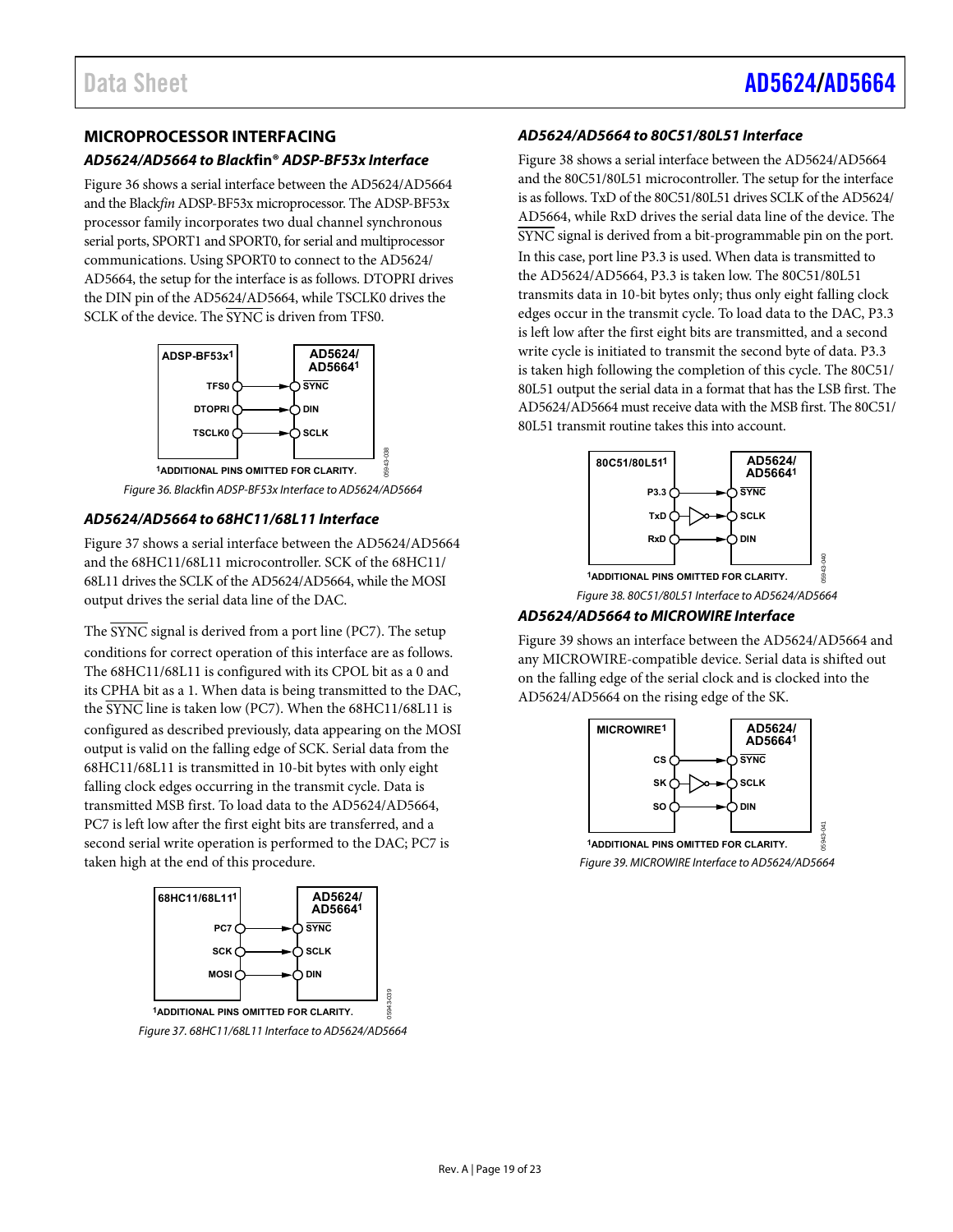## MICROPROCESSOR INTERFACING

### AD5624/AD5664 to Blackfin® ADSP-BF53x Interface

Figure 36 shows a serial interface between the AD5624/AD5664 and the Blackfin ADSP-BF53x microprocessor. The ADSP-BF53x processor family incorporates two dual channel synchronous serial ports, SPORT1 and SPORT0, for serial and multiprocessor communications. Using SPORT0 to connect to the AD5624/AD5664, the setup for the interface is as follows. DTOPRI drives the DIN pin of the AD5624/AD5664, while TSCLK0 drives the SCLK of the device. The $\overline{\text{SYNC}}$ is driven from TFS0.

*Figure 36. Blackfin ADSP-BF53x Interface to AD5624/AD5664*

### AD5624/AD5664 to 68HC11/68L11 Interface

Figure 37 shows a serial interface between the AD5624/AD5664 and the 68HC11/68L11 microcontroller. SCK of the 68HC11/68L11 drives the SCLK of the AD5624/AD5664, while the MOSI output drives the serial data line of the DAC.

The $\overline{\text{SYNC}}$ signal is derived from a port line (PC7). The setup conditions for correct operation of this interface are as follows. The 68HC11/68L11 is configured with its CPOL bit as a 0 and its CPHA bit as a 1. When data is being transmitted to the DAC, the $\overline{\text{SYNC}}$ line is taken low (PC7). When the 68HC11/68L11 is configured as described previously, data appearing on the MOSI output is valid on the falling edge of SCK. Serial data from the 68HC11/68L11 is transmitted in 10-bit bytes with only eight falling clock edges occurring in the transmit cycle. Data is transmitted MSB first. To load data to the AD5624/AD5664, PC7 is left low after the first eight bits are transferred, and a second serial write operation is performed to the DAC; PC7 is taken high at the end of this procedure.

*Figure 37. 68HC11/68L11 Interface to AD5624/AD5664*

### AD5624/AD5664 to 80C51/80L51 Interface

Figure 38 shows a serial interface between the AD5624/AD5664 and the 80C51/80L51 microcontroller. The setup for the interface is as follows. TxD of the 80C51/80L51 drives SCLK of the AD5624/AD5664, while RxD drives the serial data line of the device. The $\overline{\text{SYNC}}$ signal is derived from a bit-programmable pin on the port. In this case, port line P3.3 is used. When data is transmitted to the AD5624/AD5664, P3.3 is taken low. The 80C51/80L51 transmits data in 10-bit bytes only; thus only eight falling clock edges occur in the transmit cycle. To load data to the DAC, P3.3 is left low after the first eight bits are transmitted, and a second write cycle is initiated to transmit the second byte of data. P3.3 is taken high following the completion of this cycle. The 80C51/80L51 output the serial data in a format that has the LSB first. The AD5624/AD5664 must receive data with the MSB first. The 80C51/80L51 transmit routine takes this into account.

*Figure 38. 80C51/80L51 Interface to AD5624/AD5664*

### AD5624/AD5664 to MICROWIRE Interface

Figure 39 shows an interface between the AD5624/AD5664 and any MICROWIRE-compatible device. Serial data is shifted out on the falling edge of the serial clock and is clocked into the AD5624/AD5664 on the rising edge of the SK.

*Figure 39. MICROWIRE Interface to AD5624/AD5664*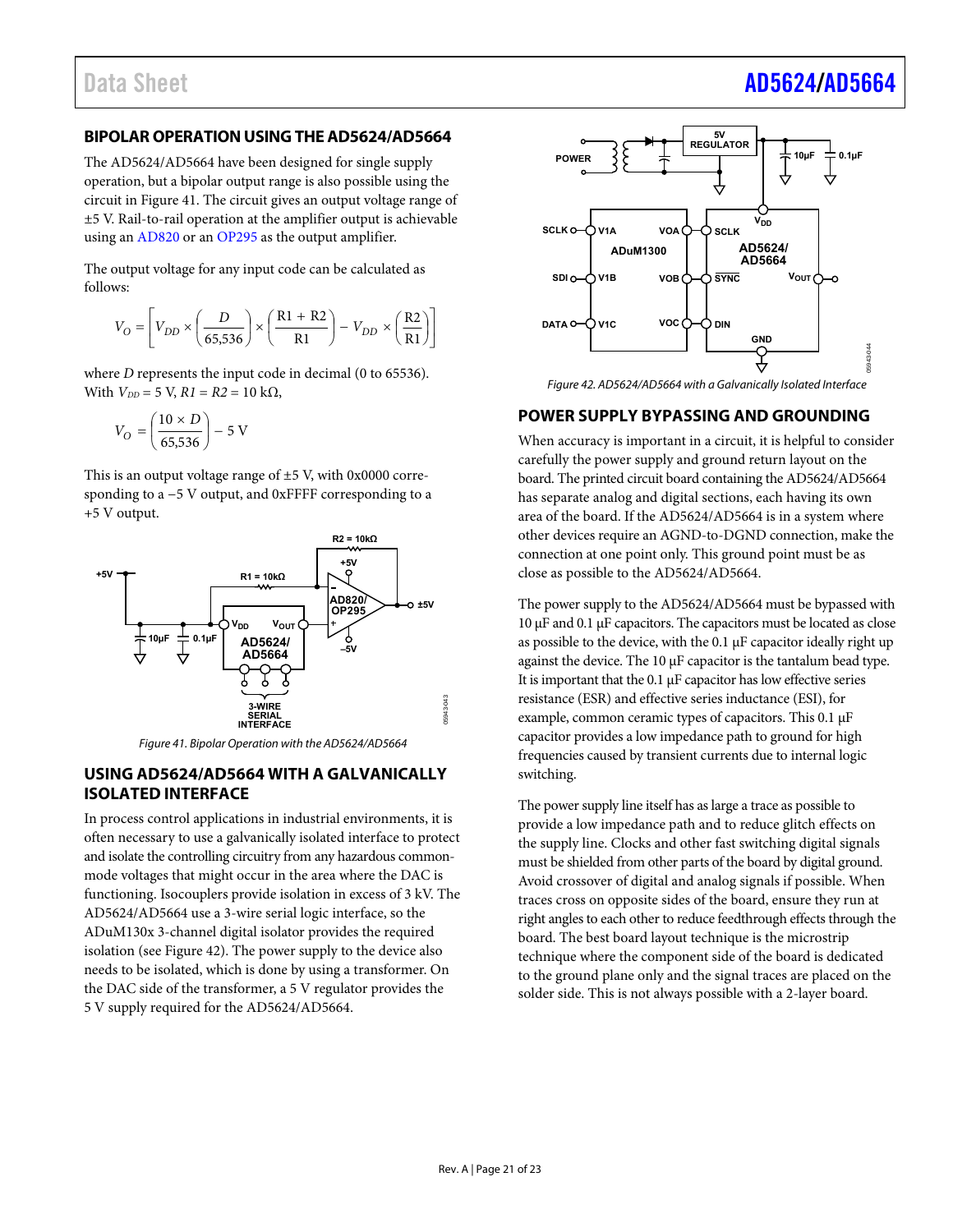## BIPOLAR OPERATION USING THE AD5624/AD5664

The AD5624/AD5664 have been designed for single supply operation, but a bipolar output range is also possible using the circuit in Figure 41. The circuit gives an output voltage range of ±5 V. Rail-to-rail operation at the amplifier output is achievable using an AD820 or an OP295 as the output amplifier.

The output voltage for any input code can be calculated as follows:

$$V_O = \left[ V_{DD} \times \left( \frac{D}{65{,}536} \right) \times \left( \frac{R1 + R2}{R1} \right) - V_{DD} \times \left( \frac{R2}{R1} \right) \right]$$

where $D$ represents the input code in decimal (0 to 65536).
With $V_{DD}$ = 5 V, $R1 = R2$ = 10 kΩ,

$$V_O = \left( \frac{10 \times D}{65{,}536} \right) - 5 \text{ V}$$

This is an output voltage range of ±5 V, with 0x0000 corresponding to a −5 V output, and 0xFFFF corresponding to a +5 V output.

Figure 41. Bipolar Operation with the AD5624/AD5664

## USING AD5624/AD5664 WITH A GALVANICALLY ISOLATED INTERFACE

In process control applications in industrial environments, it is often necessary to use a galvanically isolated interface to protect and isolate the controlling circuitry from any hazardous common-mode voltages that might occur in the area where the DAC is functioning. Isocouplers provide isolation in excess of 3 kV. The AD5624/AD5664 use a 3-wire serial logic interface, so the ADuM130x 3-channel digital isolator provides the required isolation (see Figure 42). The power supply to the device also needs to be isolated, which is done by using a transformer. On the DAC side of the transformer, a 5 V regulator provides the 5 V supply required for the AD5624/AD5664.

Figure 42. AD5624/AD5664 with a Galvanically Isolated Interface

## POWER SUPPLY BYPASSING AND GROUNDING

When accuracy is important in a circuit, it is helpful to consider carefully the power supply and ground return layout on the board. The printed circuit board containing the AD5624/AD5664 has separate analog and digital sections, each having its own area of the board. If the AD5624/AD5664 is in a system where other devices require an AGND-to-DGND connection, make the connection at one point only. This ground point must be as close as possible to the AD5624/AD5664.

The power supply to the AD5624/AD5664 must be bypassed with 10 μF and 0.1 μF capacitors. The capacitors must be located as close as possible to the device, with the 0.1 μF capacitor ideally right up against the device. The 10 μF capacitor is the tantalum bead type. It is important that the 0.1 μF capacitor has low effective series resistance (ESR) and effective series inductance (ESI), for example, common ceramic types of capacitors. This 0.1 μF capacitor provides a low impedance path to ground for high frequencies caused by transient currents due to internal logic switching.

The power supply line itself has as large a trace as possible to provide a low impedance path and to reduce glitch effects on the supply line. Clocks and other fast switching digital signals must be shielded from other parts of the board by digital ground. Avoid crossover of digital and analog signals if possible. When traces cross on opposite sides of the board, ensure they run at right angles to each other to reduce feedthrough effects through the board. The best board layout technique is the microstrip technique where the component side of the board is dedicated to the ground plane only and the signal traces are placed on the solder side. This is not always possible with a 2-layer board.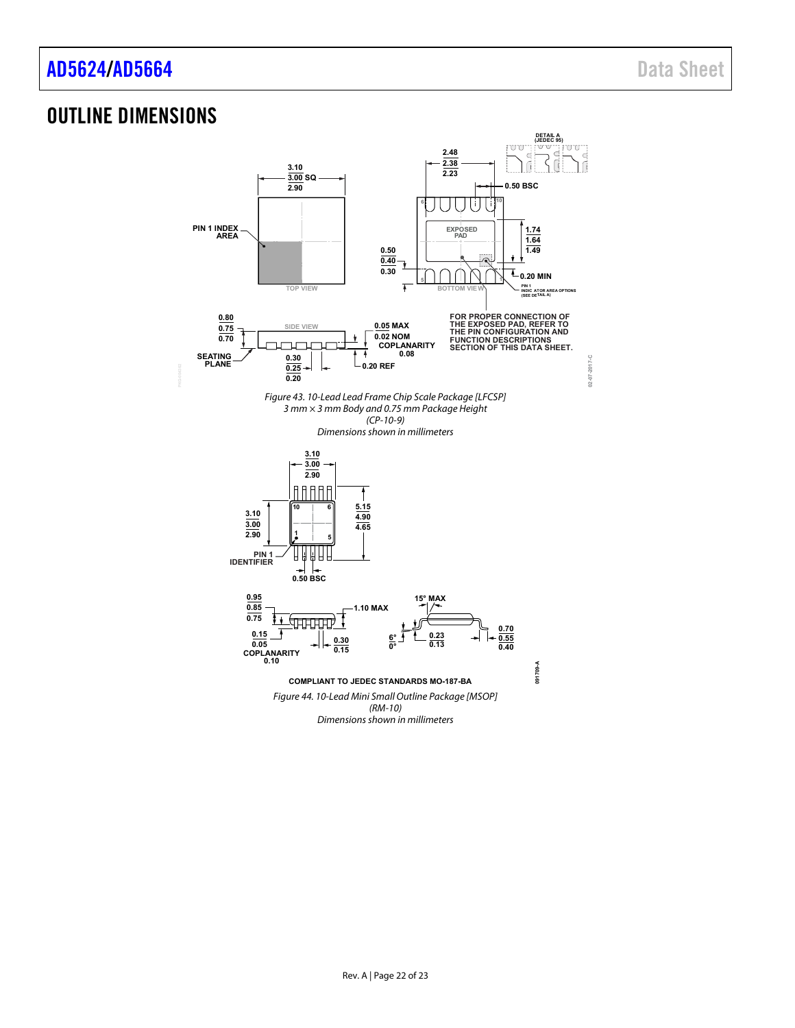# OUTLINE DIMENSIONS

DETAIL A (JEDEC 95)

3.10 / 3.00 SQ / 2.90

PIN 1 INDEX AREA

TOP VIEW

2.48 / 2.38 / 2.23

0.50 BSC

EXPOSED PAD

1.74 / 1.64 / 1.49

0.50 / 0.40 / 0.30

0.20 MIN

BOTTOM VIEW

PIN 1 INDICATOR AREA OPTIONS (SEE DETAIL A)

0.80 / 0.75 / 0.70

SIDE VIEW

0.05 MAX / 0.02 NOM

COPLANARITY 0.08

SEATING PLANE

0.30 / 0.25 / 0.20

0.20 REF

FOR PROPER CONNECTION OF THE EXPOSED PAD, REFER TO THE PIN CONFIGURATION AND FUNCTION DESCRIPTIONS SECTION OF THIS DATA SHEET.

02-07-2017-C

*Figure 43. 10-Lead Lead Frame Chip Scale Package [LFCSP]*
*3 mm × 3 mm Body and 0.75 mm Package Height*
*(CP-10-9)*
*Dimensions shown in millimeters*

3.10 / 3.00 / 2.90

3.10 / 3.00 / 2.90

5.15 / 4.90 / 4.65

PIN 1 IDENTIFIER

0.50 BSC

0.95 / 0.85 / 0.75

1.10 MAX

15° MAX

0.15 / 0.05

COPLANARITY 0.10

0.30 / 0.15

6° / 0°

0.23 / 0.13

0.70 / 0.55 / 0.40

091709-A

COMPLIANT TO JEDEC STANDARDS MO-187-BA

*Figure 44. 10-Lead Mini Small Outline Package [MSOP]*
*(RM-10)*
*Dimensions shown in millimeters*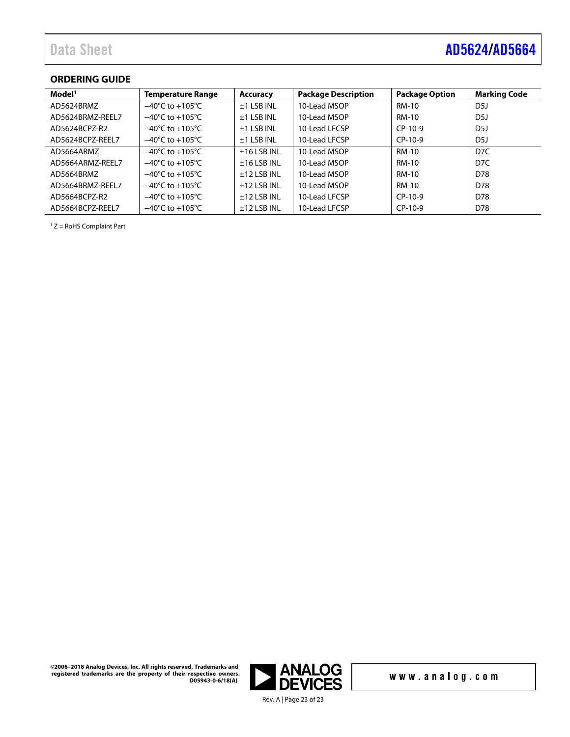## ORDERING GUIDE

| Model[1] | Temperature Range | Accuracy | Package Description | Package Option | Marking Code |
|---|---|---|---|---|---|
| AD5624BRMZ | −40°C to +105°C | ±1 LSB INL | 10-Lead MSOP | RM-10 | D5J |
| AD5624BRMZ-REEL7 | −40°C to +105°C | ±1 LSB INL | 10-Lead MSOP | RM-10 | D5J |
| AD5624BCPZ-R2 | −40°C to +105°C | ±1 LSB INL | 10-Lead LFCSP | CP-10-9 | D5J |
| AD5624BCPZ-REEL7 | −40°C to +105°C | ±1 LSB INL | 10-Lead LFCSP | CP-10-9 | D5J |
| AD5664ARMZ | −40°C to +105°C | ±16 LSB INL | 10-Lead MSOP | RM-10 | D7C |
| AD5664ARMZ-REEL7 | −40°C to +105°C | ±16 LSB INL | 10-Lead MSOP | RM-10 | D7C |
| AD5664BRMZ | −40°C to +105°C | ±12 LSB INL | 10-Lead MSOP | RM-10 | D78 |
| AD5664BRMZ-REEL7 | −40°C to +105°C | ±12 LSB INL | 10-Lead MSOP | RM-10 | D78 |
| AD5664BCPZ-R2 | −40°C to +105°C | ±12 LSB INL | 10-Lead LFCSP | CP-10-9 | D78 |
| AD5664BCPZ-REEL7 | −40°C to +105°C | ±12 LSB INL | 10-Lead LFCSP | CP-10-9 | D78 |

[1] Z = RoHS Complaint Part

**©2006–2018 Analog Devices, Inc. All rights reserved. Trademarks and registered trademarks are the property of their respective owners. D05943-0-6/18(A)**

www.analog.com